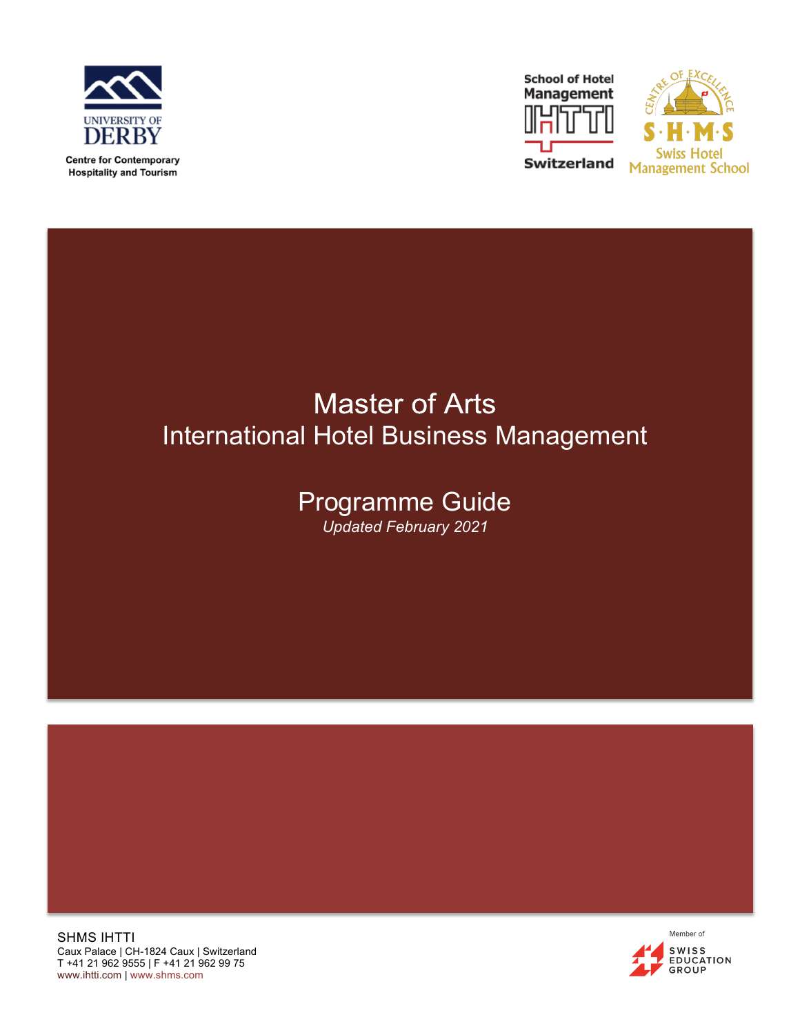UNIVERSITY OF DERBY

Centre for Contemporary Hospitality and Tourism

School of Hotel Management IHTTI Switzerland

CENTRE OF EXCELLENCE S·H·M·S Swiss Hotel Management School

# Master of Arts
# International Hotel Business Management

## Programme Guide

*Updated February 2021*

SHMS IHTTI
Caux Palace | CH-1824 Caux | Switzerland
T +41 21 962 9555 | F +41 21 962 99 75
www.ihtti.com | www.shms.com

Member of SWISS EDUCATION GROUP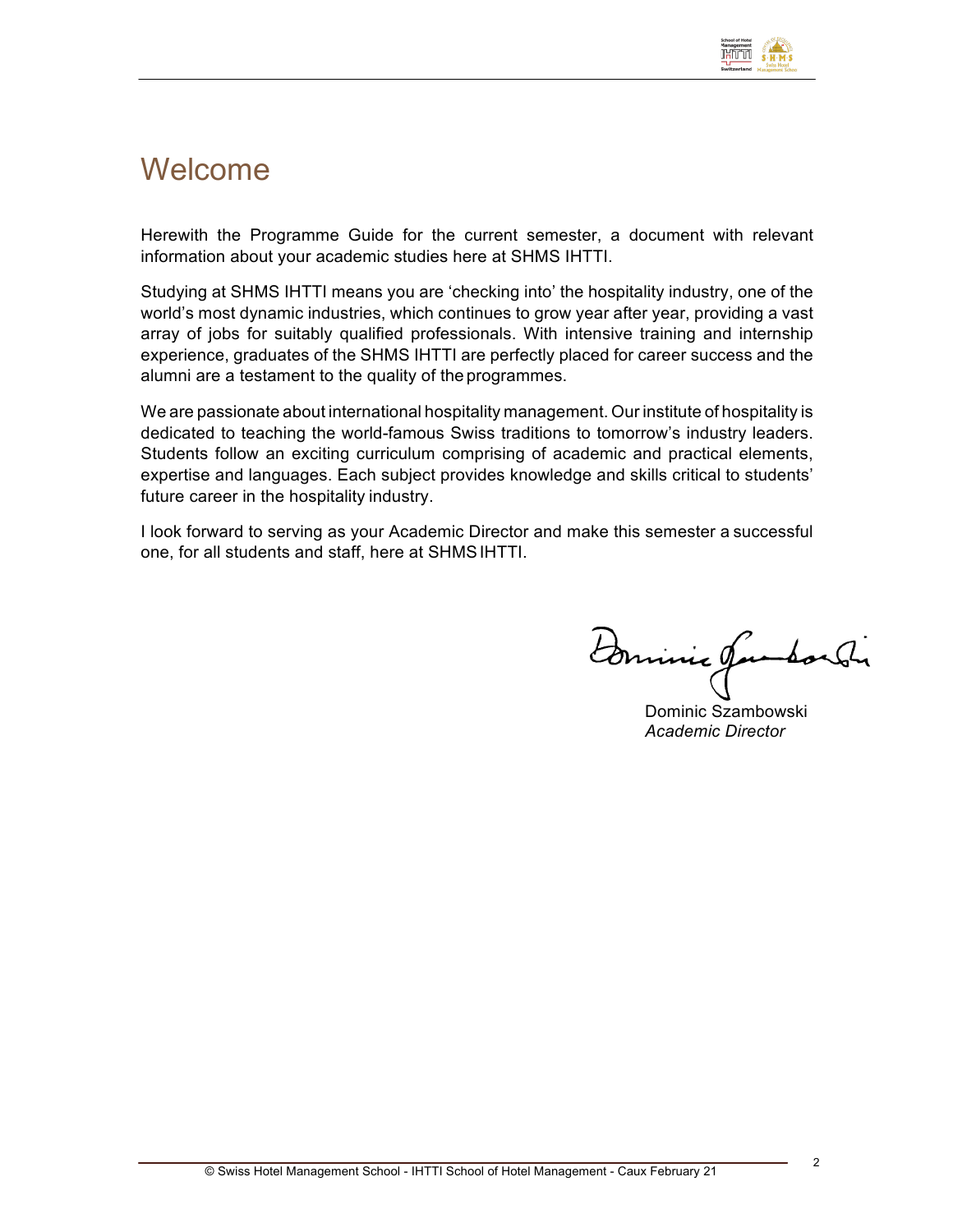# Welcome

Herewith the Programme Guide for the current semester, a document with relevant information about your academic studies here at SHMS IHTTI.

Studying at SHMS IHTTI means you are 'checking into' the hospitality industry, one of the world's most dynamic industries, which continues to grow year after year, providing a vast array of jobs for suitably qualified professionals. With intensive training and internship experience, graduates of the SHMS IHTTI are perfectly placed for career success and the alumni are a testament to the quality of the programmes.

We are passionate about international hospitality management. Our institute of hospitality is dedicated to teaching the world-famous Swiss traditions to tomorrow's industry leaders. Students follow an exciting curriculum comprising of academic and practical elements, expertise and languages. Each subject provides knowledge and skills critical to students' future career in the hospitality industry.

I look forward to serving as your Academic Director and make this semester a successful one, for all students and staff, here at SHMS IHTTI.

Dominic Szambowski
*Academic Director*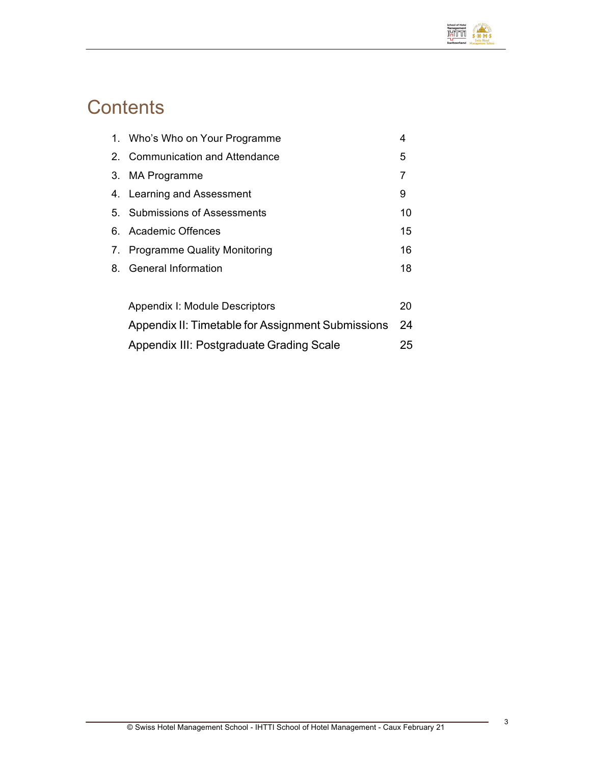# Contents

| | | |
|---|---|---|
| 1. | Who's Who on Your Programme | 4 |
| 2. | Communication and Attendance | 5 |
| 3. | MA Programme | 7 |
| 4. | Learning and Assessment | 9 |
| 5. | Submissions of Assessments | 10 |
| 6. | Academic Offences | 15 |
| 7. | Programme Quality Monitoring | 16 |
| 8. | General Information | 18 |
| | Appendix I: Module Descriptors | 20 |
| | Appendix II: Timetable for Assignment Submissions | 24 |
| | Appendix III: Postgraduate Grading Scale | 25 |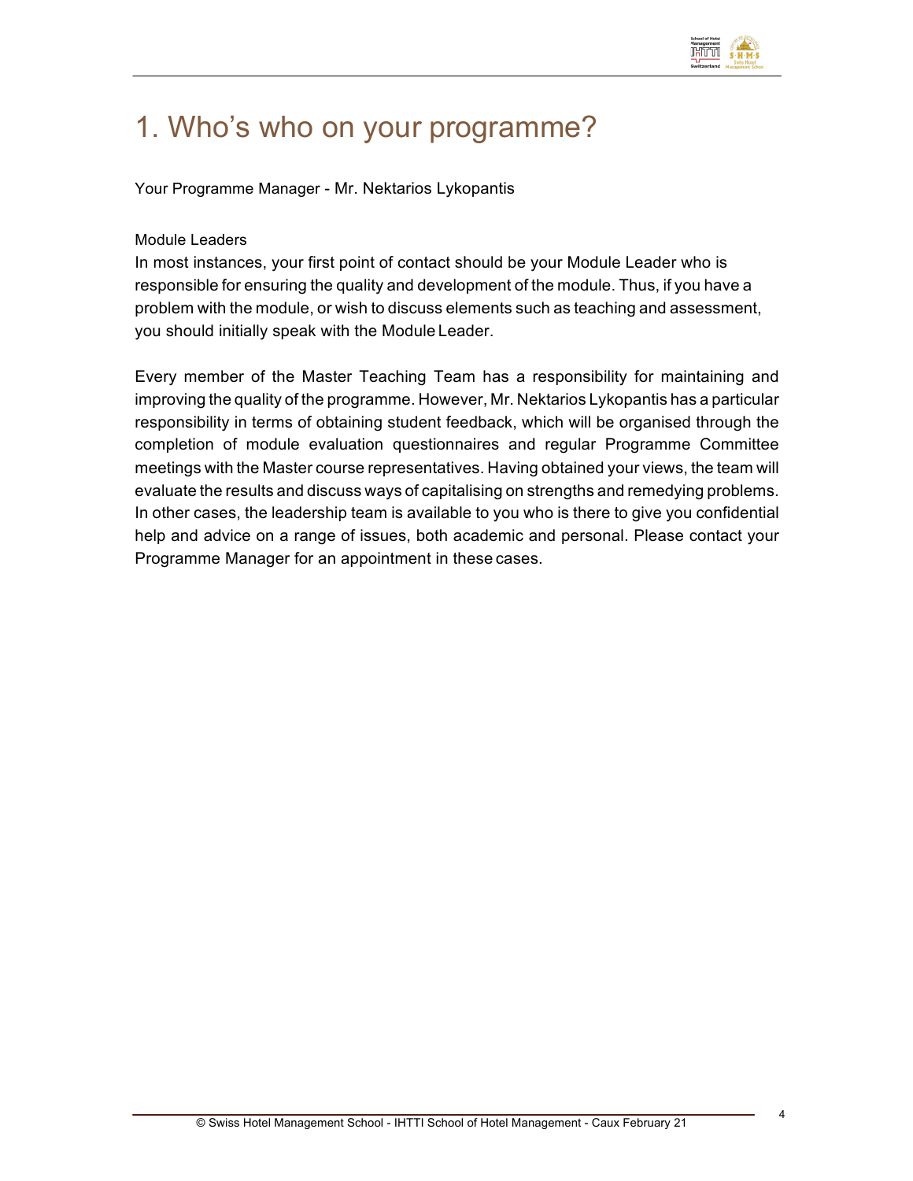# 1. Who's who on your programme?

Your Programme Manager - Mr. Nektarios Lykopantis

Module Leaders

In most instances, your first point of contact should be your Module Leader who is responsible for ensuring the quality and development of the module. Thus, if you have a problem with the module, or wish to discuss elements such as teaching and assessment, you should initially speak with the Module Leader.

Every member of the Master Teaching Team has a responsibility for maintaining and improving the quality of the programme. However, Mr. Nektarios Lykopantis has a particular responsibility in terms of obtaining student feedback, which will be organised through the completion of module evaluation questionnaires and regular Programme Committee meetings with the Master course representatives. Having obtained your views, the team will evaluate the results and discuss ways of capitalising on strengths and remedying problems. In other cases, the leadership team is available to you who is there to give you confidential help and advice on a range of issues, both academic and personal. Please contact your Programme Manager for an appointment in these cases.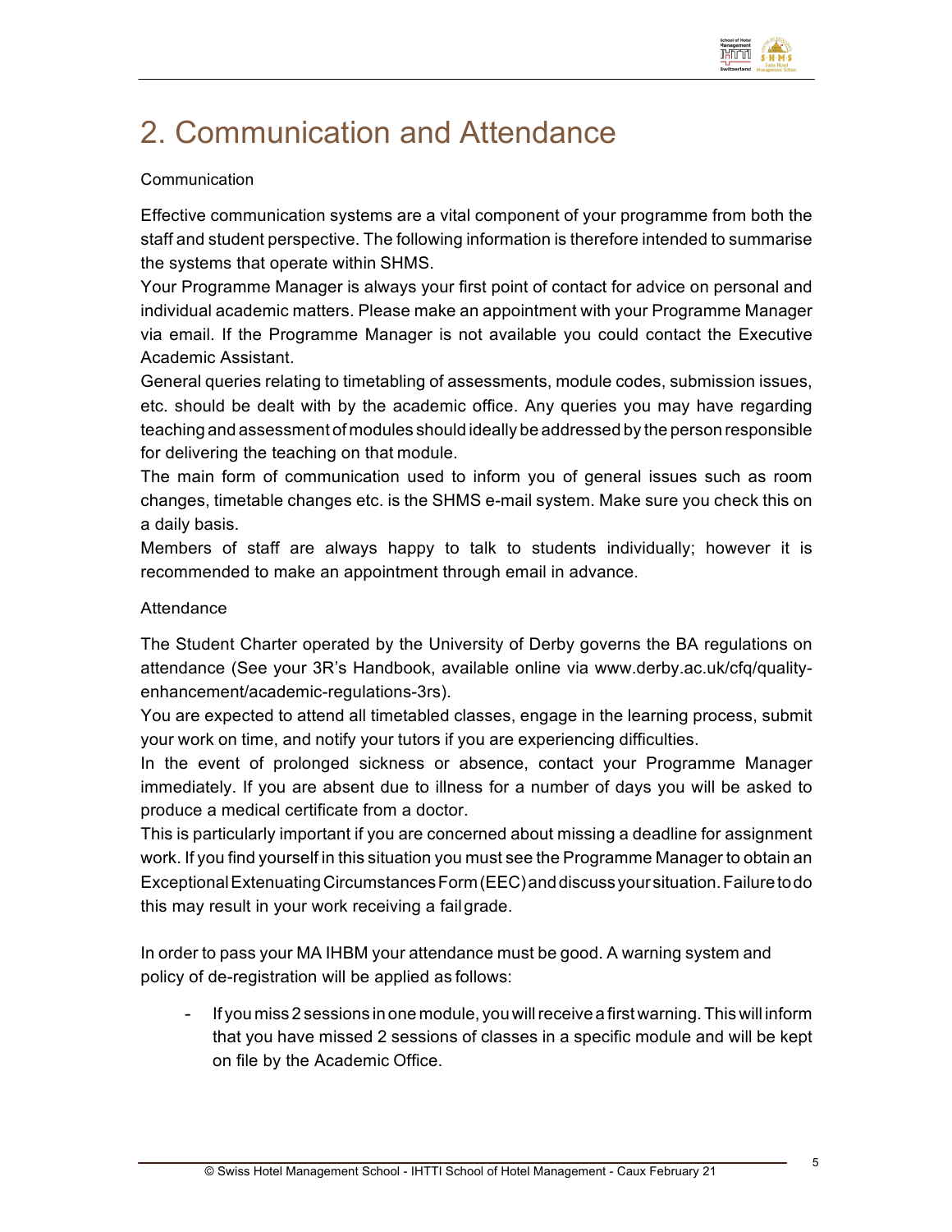# 2. Communication and Attendance

Communication

Effective communication systems are a vital component of your programme from both the staff and student perspective. The following information is therefore intended to summarise the systems that operate within SHMS.

Your Programme Manager is always your first point of contact for advice on personal and individual academic matters. Please make an appointment with your Programme Manager via email. If the Programme Manager is not available you could contact the Executive Academic Assistant.

General queries relating to timetabling of assessments, module codes, submission issues, etc. should be dealt with by the academic office. Any queries you may have regarding teaching and assessment of modules should ideally be addressed by the person responsible for delivering the teaching on that module.

The main form of communication used to inform you of general issues such as room changes, timetable changes etc. is the SHMS e-mail system. Make sure you check this on a daily basis.

Members of staff are always happy to talk to students individually; however it is recommended to make an appointment through email in advance.

Attendance

The Student Charter operated by the University of Derby governs the BA regulations on attendance (See your 3R's Handbook, available online via www.derby.ac.uk/cfq/quality-enhancement/academic-regulations-3rs).

You are expected to attend all timetabled classes, engage in the learning process, submit your work on time, and notify your tutors if you are experiencing difficulties.

In the event of prolonged sickness or absence, contact your Programme Manager immediately. If you are absent due to illness for a number of days you will be asked to produce a medical certificate from a doctor.

This is particularly important if you are concerned about missing a deadline for assignment work. If you find yourself in this situation you must see the Programme Manager to obtain an Exceptional Extenuating Circumstances Form (EEC) and discuss your situation. Failure to do this may result in your work receiving a fail grade.

In order to pass your MA IHBM your attendance must be good. A warning system and policy of de-registration will be applied as follows:

- If you miss 2 sessions in one module, you will receive a first warning. This will inform that you have missed 2 sessions of classes in a specific module and will be kept on file by the Academic Office.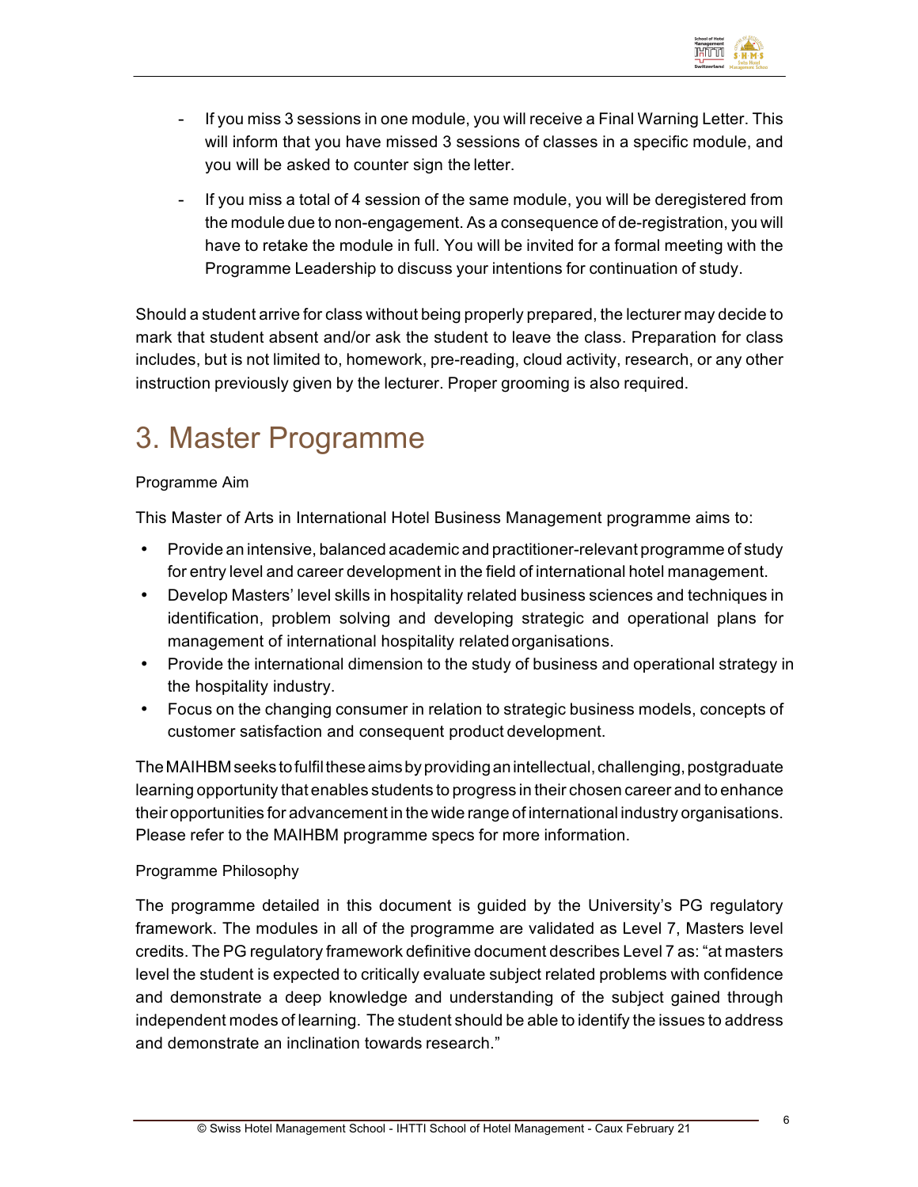- If you miss 3 sessions in one module, you will receive a Final Warning Letter. This will inform that you have missed 3 sessions of classes in a specific module, and you will be asked to counter sign the letter.
- If you miss a total of 4 session of the same module, you will be deregistered from the module due to non-engagement. As a consequence of de-registration, you will have to retake the module in full. You will be invited for a formal meeting with the Programme Leadership to discuss your intentions for continuation of study.

Should a student arrive for class without being properly prepared, the lecturer may decide to mark that student absent and/or ask the student to leave the class. Preparation for class includes, but is not limited to, homework, pre-reading, cloud activity, research, or any other instruction previously given by the lecturer. Proper grooming is also required.

# 3. Master Programme

Programme Aim

This Master of Arts in International Hotel Business Management programme aims to:

- Provide an intensive, balanced academic and practitioner-relevant programme of study for entry level and career development in the field of international hotel management.
- Develop Masters' level skills in hospitality related business sciences and techniques in identification, problem solving and developing strategic and operational plans for management of international hospitality related organisations.
- Provide the international dimension to the study of business and operational strategy in the hospitality industry.
- Focus on the changing consumer in relation to strategic business models, concepts of customer satisfaction and consequent product development.

The MAIHBM seeks to fulfil these aims by providing an intellectual, challenging, postgraduate learning opportunity that enables students to progress in their chosen career and to enhance their opportunities for advancement in the wide range of international industry organisations. Please refer to the MAIHBM programme specs for more information.

Programme Philosophy

The programme detailed in this document is guided by the University's PG regulatory framework. The modules in all of the programme are validated as Level 7, Masters level credits. The PG regulatory framework definitive document describes Level 7 as: "at masters level the student is expected to critically evaluate subject related problems with confidence and demonstrate a deep knowledge and understanding of the subject gained through independent modes of learning. The student should be able to identify the issues to address and demonstrate an inclination towards research."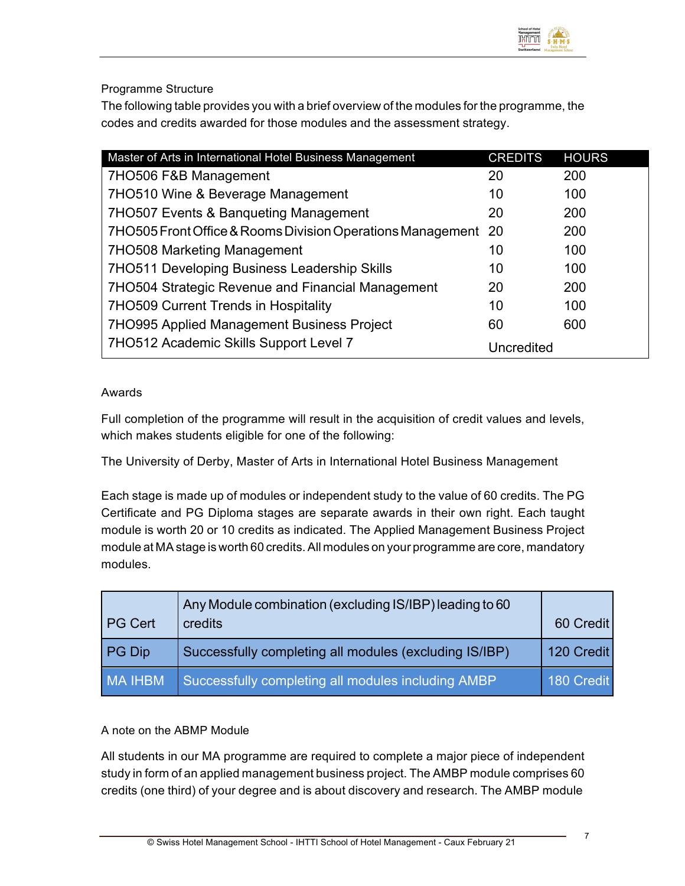Programme Structure

The following table provides you with a brief overview of the modules for the programme, the codes and credits awarded for those modules and the assessment strategy.

| Master of Arts in International Hotel Business Management | CREDITS | HOURS |
|---|---|---|
| 7HO506 F&B Management | 20 | 200 |
| 7HO510 Wine & Beverage Management | 10 | 100 |
| 7HO507 Events & Banqueting Management | 20 | 200 |
| 7HO505 Front Office & Rooms Division Operations Management | 20 | 200 |
| 7HO508 Marketing Management | 10 | 100 |
| 7HO511 Developing Business Leadership Skills | 10 | 100 |
| 7HO504 Strategic Revenue and Financial Management | 20 | 200 |
| 7HO509 Current Trends in Hospitality | 10 | 100 |
| 7HO995 Applied Management Business Project | 60 | 600 |
| 7HO512 Academic Skills Support Level 7 | Uncredited | |

Awards

Full completion of the programme will result in the acquisition of credit values and levels, which makes students eligible for one of the following:

The University of Derby, Master of Arts in International Hotel Business Management

Each stage is made up of modules or independent study to the value of 60 credits. The PG Certificate and PG Diploma stages are separate awards in their own right. Each taught module is worth 20 or 10 credits as indicated. The Applied Management Business Project module at MA stage is worth 60 credits. All modules on your programme are core, mandatory modules.

| | | |
|---|---|---|
| PG Cert | Any Module combination (excluding IS/IBP) leading to 60 credits | 60 Credit |
| PG Dip | Successfully completing all modules (excluding IS/IBP) | 120 Credit |
| MA IHBM | Successfully completing all modules including AMBP | 180 Credit |

A note on the ABMP Module

All students in our MA programme are required to complete a major piece of independent study in form of an applied management business project. The AMBP module comprises 60 credits (one third) of your degree and is about discovery and research. The AMBP module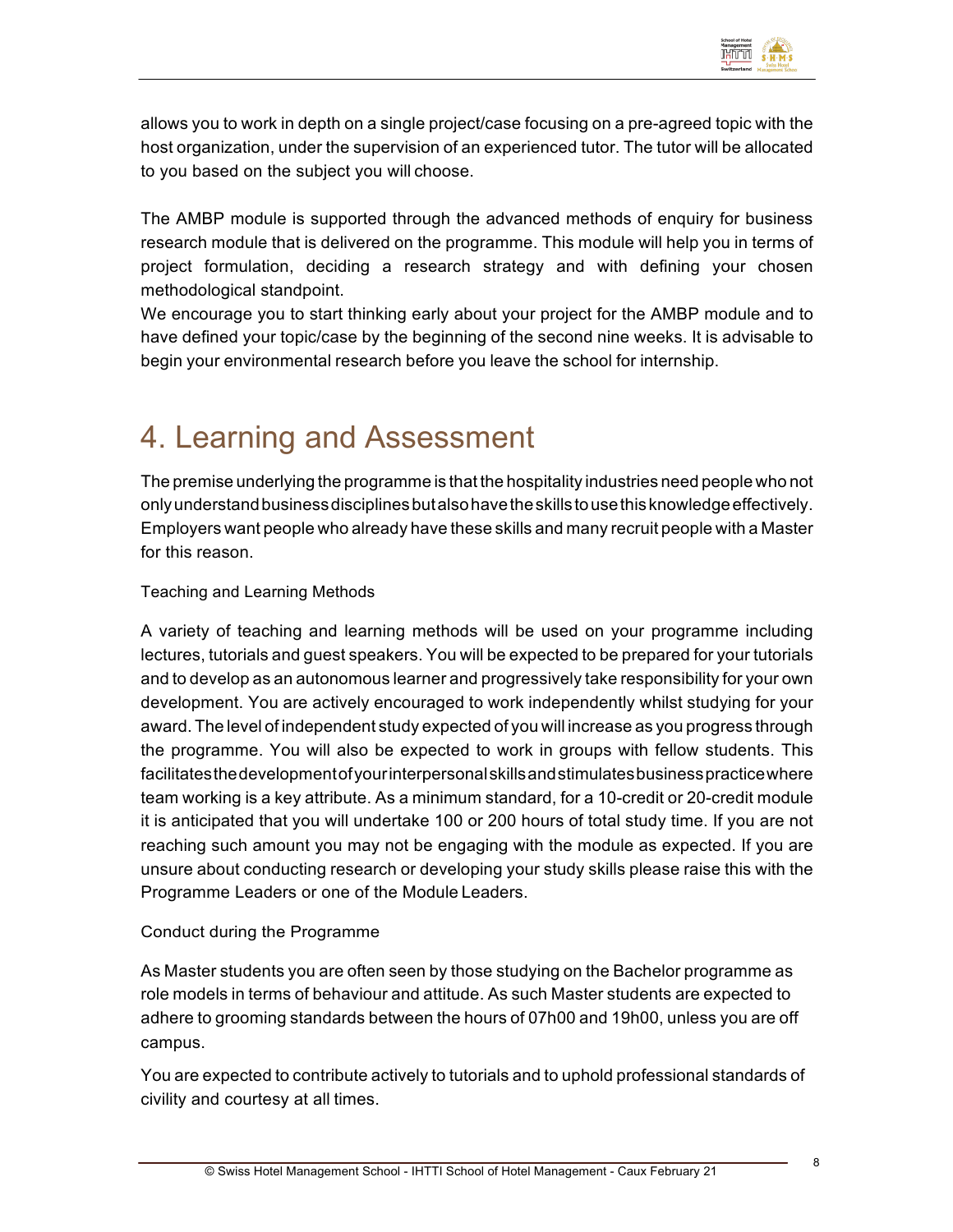allows you to work in depth on a single project/case focusing on a pre-agreed topic with the host organization, under the supervision of an experienced tutor. The tutor will be allocated to you based on the subject you will choose.

The AMBP module is supported through the advanced methods of enquiry for business research module that is delivered on the programme. This module will help you in terms of project formulation, deciding a research strategy and with defining your chosen methodological standpoint.

We encourage you to start thinking early about your project for the AMBP module and to have defined your topic/case by the beginning of the second nine weeks. It is advisable to begin your environmental research before you leave the school for internship.

# 4. Learning and Assessment

The premise underlying the programme is that the hospitality industries need people who not only understand business disciplines but also have the skills to use this knowledge effectively. Employers want people who already have these skills and many recruit people with a Master for this reason.

Teaching and Learning Methods

A variety of teaching and learning methods will be used on your programme including lectures, tutorials and guest speakers. You will be expected to be prepared for your tutorials and to develop as an autonomous learner and progressively take responsibility for your own development. You are actively encouraged to work independently whilst studying for your award. The level of independent study expected of you will increase as you progress through the programme. You will also be expected to work in groups with fellow students. This facilitates the development of your interpersonal skills and stimulates business practice where team working is a key attribute. As a minimum standard, for a 10-credit or 20-credit module it is anticipated that you will undertake 100 or 200 hours of total study time. If you are not reaching such amount you may not be engaging with the module as expected. If you are unsure about conducting research or developing your study skills please raise this with the Programme Leaders or one of the Module Leaders.

Conduct during the Programme

As Master students you are often seen by those studying on the Bachelor programme as role models in terms of behaviour and attitude. As such Master students are expected to adhere to grooming standards between the hours of 07h00 and 19h00, unless you are off campus.

You are expected to contribute actively to tutorials and to uphold professional standards of civility and courtesy at all times.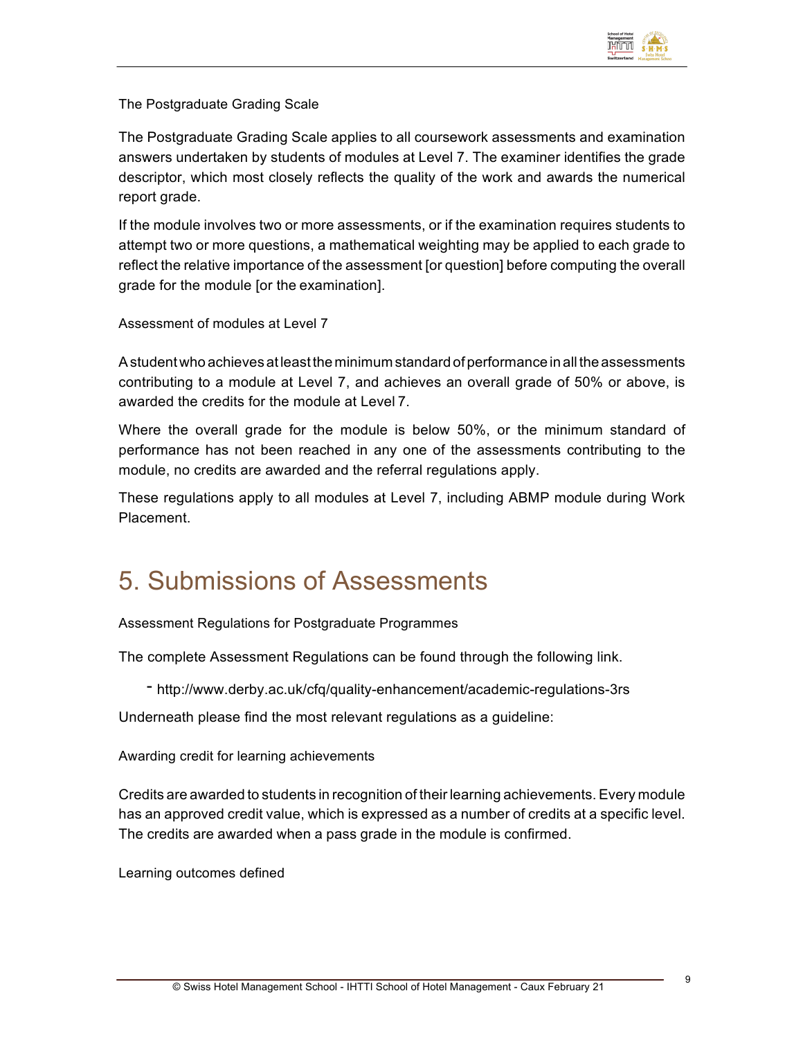The Postgraduate Grading Scale

The Postgraduate Grading Scale applies to all coursework assessments and examination answers undertaken by students of modules at Level 7. The examiner identifies the grade descriptor, which most closely reflects the quality of the work and awards the numerical report grade.

If the module involves two or more assessments, or if the examination requires students to attempt two or more questions, a mathematical weighting may be applied to each grade to reflect the relative importance of the assessment [or question] before computing the overall grade for the module [or the examination].

Assessment of modules at Level 7

A student who achieves at least the minimum standard of performance in all the assessments contributing to a module at Level 7, and achieves an overall grade of 50% or above, is awarded the credits for the module at Level 7.

Where the overall grade for the module is below 50%, or the minimum standard of performance has not been reached in any one of the assessments contributing to the module, no credits are awarded and the referral regulations apply.

These regulations apply to all modules at Level 7, including ABMP module during Work Placement.

# 5. Submissions of Assessments

Assessment Regulations for Postgraduate Programmes

The complete Assessment Regulations can be found through the following link.

- http://www.derby.ac.uk/cfq/quality-enhancement/academic-regulations-3rs

Underneath please find the most relevant regulations as a guideline:

Awarding credit for learning achievements

Credits are awarded to students in recognition of their learning achievements. Every module has an approved credit value, which is expressed as a number of credits at a specific level. The credits are awarded when a pass grade in the module is confirmed.

Learning outcomes defined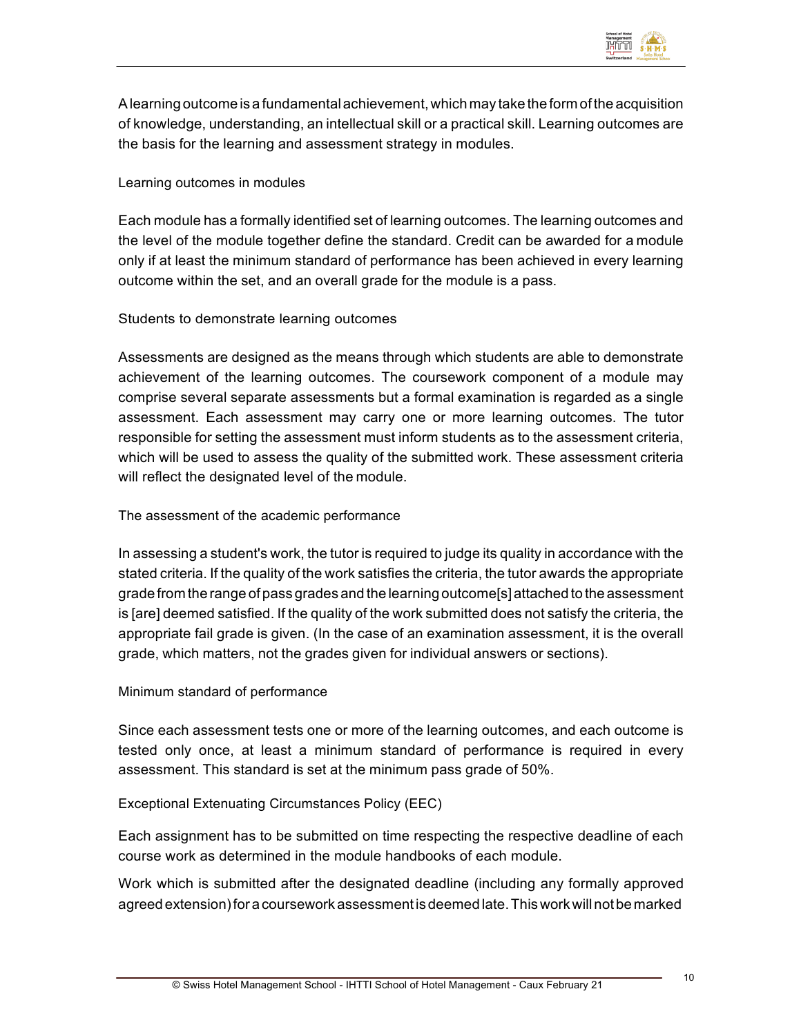A learning outcome is a fundamental achievement, which may take the form of the acquisition of knowledge, understanding, an intellectual skill or a practical skill. Learning outcomes are the basis for the learning and assessment strategy in modules.

### Learning outcomes in modules

Each module has a formally identified set of learning outcomes. The learning outcomes and the level of the module together define the standard. Credit can be awarded for a module only if at least the minimum standard of performance has been achieved in every learning outcome within the set, and an overall grade for the module is a pass.

### Students to demonstrate learning outcomes

Assessments are designed as the means through which students are able to demonstrate achievement of the learning outcomes. The coursework component of a module may comprise several separate assessments but a formal examination is regarded as a single assessment. Each assessment may carry one or more learning outcomes. The tutor responsible for setting the assessment must inform students as to the assessment criteria, which will be used to assess the quality of the submitted work. These assessment criteria will reflect the designated level of the module.

### The assessment of the academic performance

In assessing a student's work, the tutor is required to judge its quality in accordance with the stated criteria. If the quality of the work satisfies the criteria, the tutor awards the appropriate grade from the range of pass grades and the learning outcome[s] attached to the assessment is [are] deemed satisfied. If the quality of the work submitted does not satisfy the criteria, the appropriate fail grade is given. (In the case of an examination assessment, it is the overall grade, which matters, not the grades given for individual answers or sections).

### Minimum standard of performance

Since each assessment tests one or more of the learning outcomes, and each outcome is tested only once, at least a minimum standard of performance is required in every assessment. This standard is set at the minimum pass grade of 50%.

### Exceptional Extenuating Circumstances Policy (EEC)

Each assignment has to be submitted on time respecting the respective deadline of each course work as determined in the module handbooks of each module.

Work which is submitted after the designated deadline (including any formally approved agreed extension) for a coursework assessment is deemed late. This work will not be marked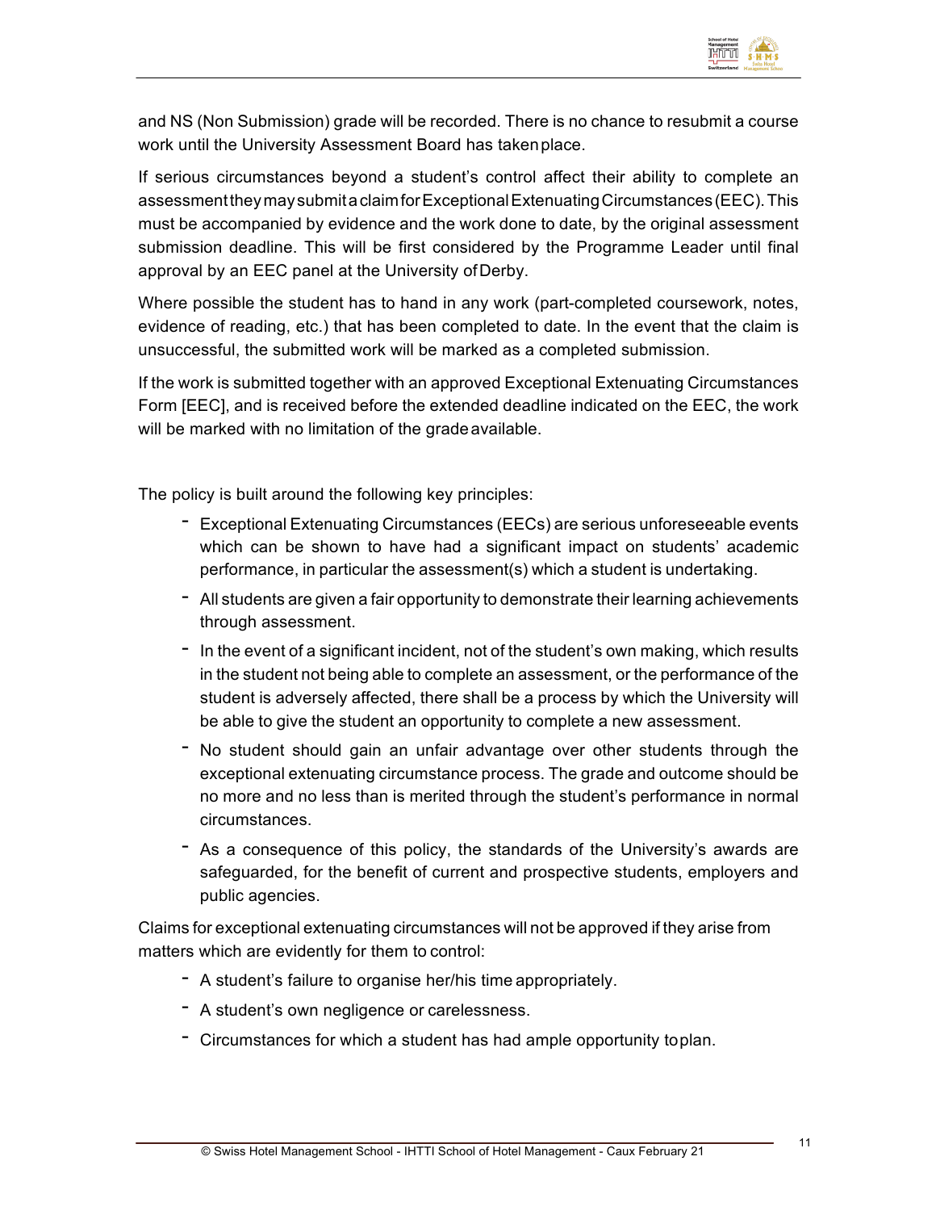and NS (Non Submission) grade will be recorded. There is no chance to resubmit a course work until the University Assessment Board has taken place.

If serious circumstances beyond a student's control affect their ability to complete an assessment they may submit a claim for Exceptional Extenuating Circumstances (EEC). This must be accompanied by evidence and the work done to date, by the original assessment submission deadline. This will be first considered by the Programme Leader until final approval by an EEC panel at the University of Derby.

Where possible the student has to hand in any work (part-completed coursework, notes, evidence of reading, etc.) that has been completed to date. In the event that the claim is unsuccessful, the submitted work will be marked as a completed submission.

If the work is submitted together with an approved Exceptional Extenuating Circumstances Form [EEC], and is received before the extended deadline indicated on the EEC, the work will be marked with no limitation of the grade available.

The policy is built around the following key principles:

- Exceptional Extenuating Circumstances (EECs) are serious unforeseeable events which can be shown to have had a significant impact on students' academic performance, in particular the assessment(s) which a student is undertaking.
- All students are given a fair opportunity to demonstrate their learning achievements through assessment.
- In the event of a significant incident, not of the student's own making, which results in the student not being able to complete an assessment, or the performance of the student is adversely affected, there shall be a process by which the University will be able to give the student an opportunity to complete a new assessment.
- No student should gain an unfair advantage over other students through the exceptional extenuating circumstance process. The grade and outcome should be no more and no less than is merited through the student's performance in normal circumstances.
- As a consequence of this policy, the standards of the University's awards are safeguarded, for the benefit of current and prospective students, employers and public agencies.

Claims for exceptional extenuating circumstances will not be approved if they arise from matters which are evidently for them to control:

- A student's failure to organise her/his time appropriately.
- A student's own negligence or carelessness.
- Circumstances for which a student has had ample opportunity to plan.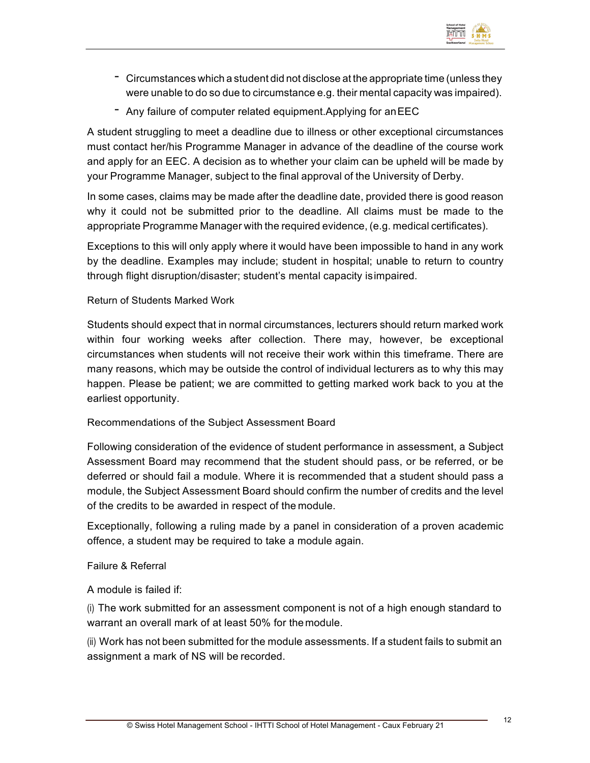- Circumstances which a student did not disclose at the appropriate time (unless they were unable to do so due to circumstance e.g. their mental capacity was impaired).
- Any failure of computer related equipment.Applying for an EEC

A student struggling to meet a deadline due to illness or other exceptional circumstances must contact her/his Programme Manager in advance of the deadline of the course work and apply for an EEC. A decision as to whether your claim can be upheld will be made by your Programme Manager, subject to the final approval of the University of Derby.

In some cases, claims may be made after the deadline date, provided there is good reason why it could not be submitted prior to the deadline. All claims must be made to the appropriate Programme Manager with the required evidence, (e.g. medical certificates).

Exceptions to this will only apply where it would have been impossible to hand in any work by the deadline. Examples may include; student in hospital; unable to return to country through flight disruption/disaster; student's mental capacity is impaired.

Return of Students Marked Work

Students should expect that in normal circumstances, lecturers should return marked work within four working weeks after collection. There may, however, be exceptional circumstances when students will not receive their work within this timeframe. There are many reasons, which may be outside the control of individual lecturers as to why this may happen. Please be patient; we are committed to getting marked work back to you at the earliest opportunity.

Recommendations of the Subject Assessment Board

Following consideration of the evidence of student performance in assessment, a Subject Assessment Board may recommend that the student should pass, or be referred, or be deferred or should fail a module. Where it is recommended that a student should pass a module, the Subject Assessment Board should confirm the number of credits and the level of the credits to be awarded in respect of the module.

Exceptionally, following a ruling made by a panel in consideration of a proven academic offence, a student may be required to take a module again.

Failure & Referral

A module is failed if:

(i) The work submitted for an assessment component is not of a high enough standard to warrant an overall mark of at least 50% for the module.

(ii) Work has not been submitted for the module assessments. If a student fails to submit an assignment a mark of NS will be recorded.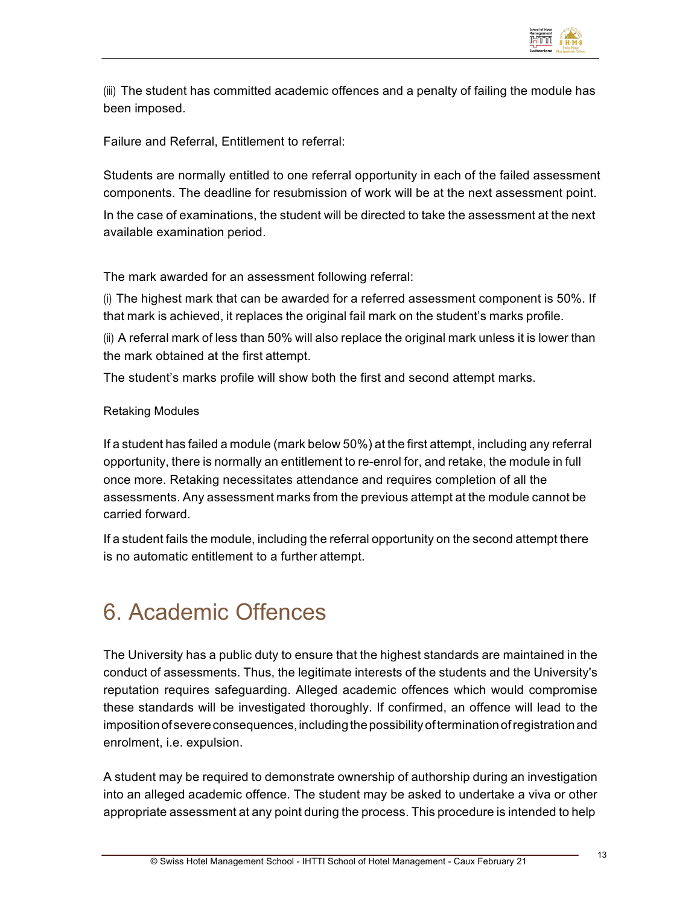(iii) The student has committed academic offences and a penalty of failing the module has been imposed.

Failure and Referral, Entitlement to referral:

Students are normally entitled to one referral opportunity in each of the failed assessment components. The deadline for resubmission of work will be at the next assessment point.

In the case of examinations, the student will be directed to take the assessment at the next available examination period.

The mark awarded for an assessment following referral:

(i) The highest mark that can be awarded for a referred assessment component is 50%. If that mark is achieved, it replaces the original fail mark on the student's marks profile.

(ii) A referral mark of less than 50% will also replace the original mark unless it is lower than the mark obtained at the first attempt.

The student's marks profile will show both the first and second attempt marks.

Retaking Modules

If a student has failed a module (mark below 50%) at the first attempt, including any referral opportunity, there is normally an entitlement to re-enrol for, and retake, the module in full once more. Retaking necessitates attendance and requires completion of all the assessments. Any assessment marks from the previous attempt at the module cannot be carried forward.

If a student fails the module, including the referral opportunity on the second attempt there is no automatic entitlement to a further attempt.

# 6. Academic Offences

The University has a public duty to ensure that the highest standards are maintained in the conduct of assessments. Thus, the legitimate interests of the students and the University's reputation requires safeguarding. Alleged academic offences which would compromise these standards will be investigated thoroughly. If confirmed, an offence will lead to the imposition of severe consequences, including the possibility of termination of registration and enrolment, i.e. expulsion.

A student may be required to demonstrate ownership of authorship during an investigation into an alleged academic offence. The student may be asked to undertake a viva or other appropriate assessment at any point during the process. This procedure is intended to help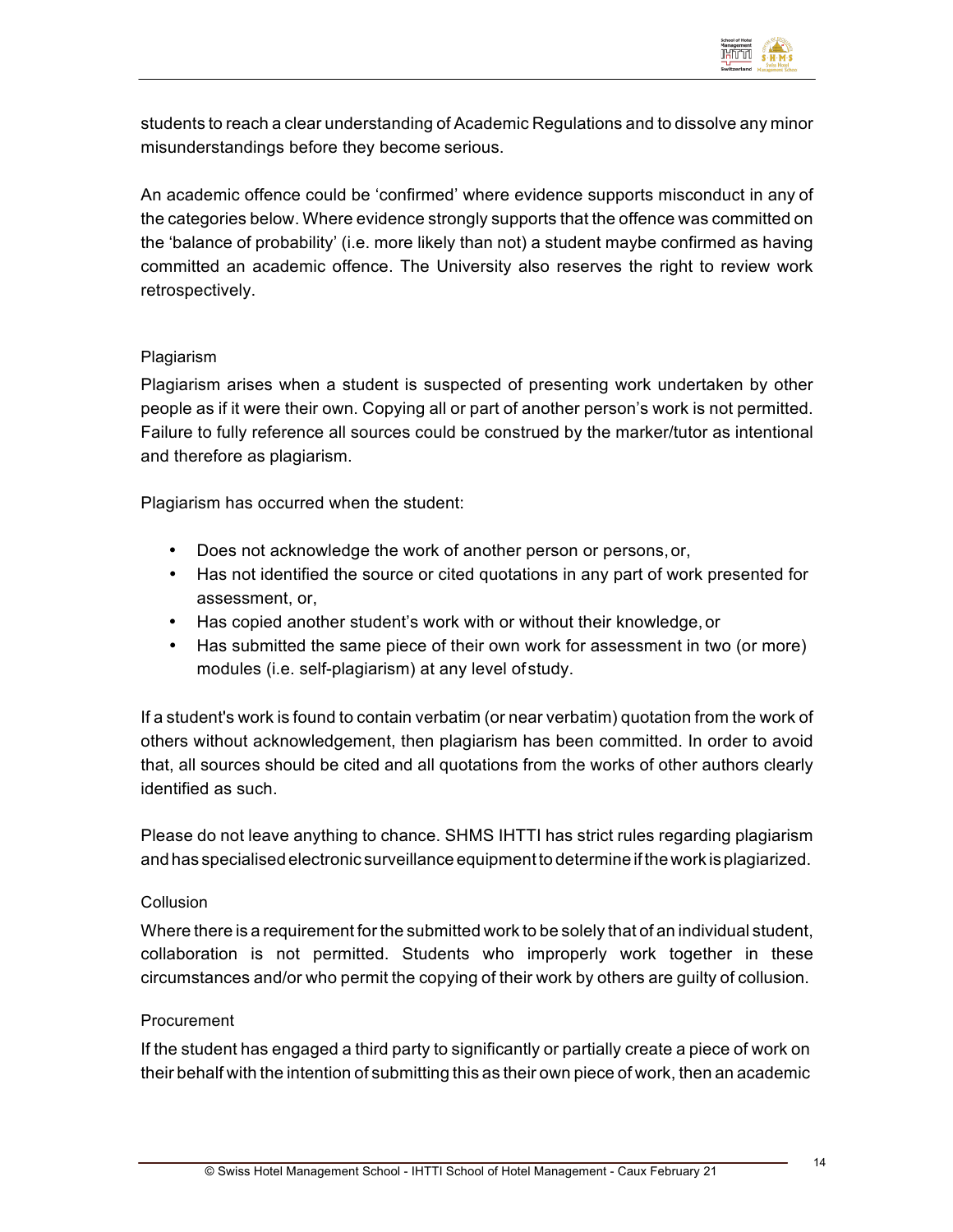students to reach a clear understanding of Academic Regulations and to dissolve any minor misunderstandings before they become serious.

An academic offence could be 'confirmed' where evidence supports misconduct in any of the categories below. Where evidence strongly supports that the offence was committed on the 'balance of probability' (i.e. more likely than not) a student maybe confirmed as having committed an academic offence. The University also reserves the right to review work retrospectively.

### Plagiarism

Plagiarism arises when a student is suspected of presenting work undertaken by other people as if it were their own. Copying all or part of another person's work is not permitted. Failure to fully reference all sources could be construed by the marker/tutor as intentional and therefore as plagiarism.

Plagiarism has occurred when the student:

- Does not acknowledge the work of another person or persons, or,
- Has not identified the source or cited quotations in any part of work presented for assessment, or,
- Has copied another student's work with or without their knowledge, or
- Has submitted the same piece of their own work for assessment in two (or more) modules (i.e. self-plagiarism) at any level of study.

If a student's work is found to contain verbatim (or near verbatim) quotation from the work of others without acknowledgement, then plagiarism has been committed. In order to avoid that, all sources should be cited and all quotations from the works of other authors clearly identified as such.

Please do not leave anything to chance. SHMS IHTTI has strict rules regarding plagiarism and has specialised electronic surveillance equipment to determine if the work is plagiarized.

### Collusion

Where there is a requirement for the submitted work to be solely that of an individual student, collaboration is not permitted. Students who improperly work together in these circumstances and/or who permit the copying of their work by others are guilty of collusion.

### Procurement

If the student has engaged a third party to significantly or partially create a piece of work on their behalf with the intention of submitting this as their own piece of work, then an academic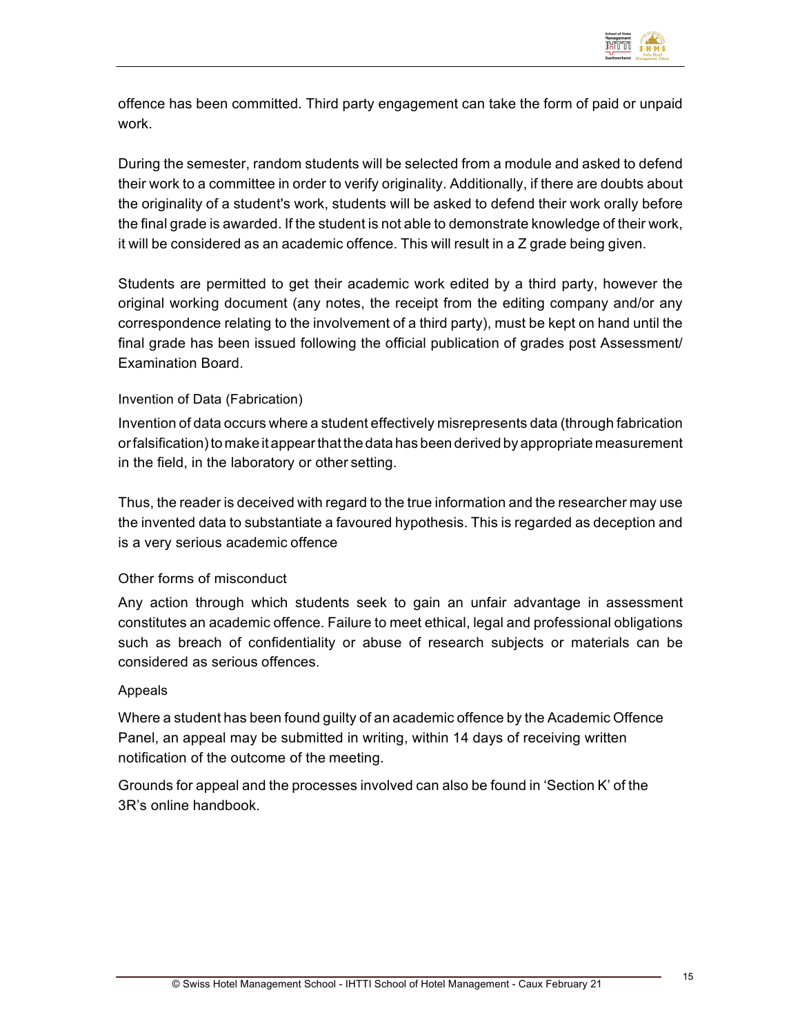offence has been committed. Third party engagement can take the form of paid or unpaid work.

During the semester, random students will be selected from a module and asked to defend their work to a committee in order to verify originality. Additionally, if there are doubts about the originality of a student's work, students will be asked to defend their work orally before the final grade is awarded. If the student is not able to demonstrate knowledge of their work, it will be considered as an academic offence. This will result in a Z grade being given.

Students are permitted to get their academic work edited by a third party, however the original working document (any notes, the receipt from the editing company and/or any correspondence relating to the involvement of a third party), must be kept on hand until the final grade has been issued following the official publication of grades post Assessment/ Examination Board.

### Invention of Data (Fabrication)

Invention of data occurs where a student effectively misrepresents data (through fabrication or falsification) to make it appear that the data has been derived by appropriate measurement in the field, in the laboratory or other setting.

Thus, the reader is deceived with regard to the true information and the researcher may use the invented data to substantiate a favoured hypothesis. This is regarded as deception and is a very serious academic offence

### Other forms of misconduct

Any action through which students seek to gain an unfair advantage in assessment constitutes an academic offence. Failure to meet ethical, legal and professional obligations such as breach of confidentiality or abuse of research subjects or materials can be considered as serious offences.

### Appeals

Where a student has been found guilty of an academic offence by the Academic Offence Panel, an appeal may be submitted in writing, within 14 days of receiving written notification of the outcome of the meeting.

Grounds for appeal and the processes involved can also be found in 'Section K' of the 3R's online handbook.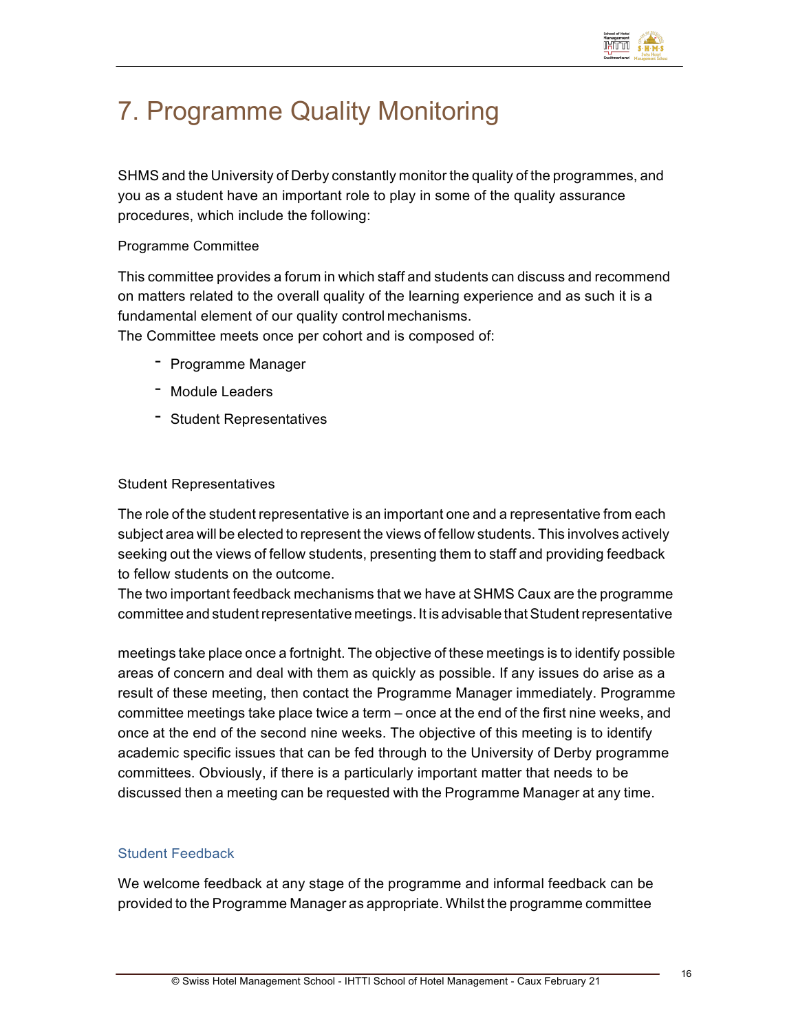# 7. Programme Quality Monitoring

SHMS and the University of Derby constantly monitor the quality of the programmes, and you as a student have an important role to play in some of the quality assurance procedures, which include the following:

Programme Committee

This committee provides a forum in which staff and students can discuss and recommend on matters related to the overall quality of the learning experience and as such it is a fundamental element of our quality control mechanisms.
The Committee meets once per cohort and is composed of:

- Programme Manager
- Module Leaders
- Student Representatives

Student Representatives

The role of the student representative is an important one and a representative from each subject area will be elected to represent the views of fellow students. This involves actively seeking out the views of fellow students, presenting them to staff and providing feedback to fellow students on the outcome.
The two important feedback mechanisms that we have at SHMS Caux are the programme committee and student representative meetings. It is advisable that Student representative meetings take place once a fortnight. The objective of these meetings is to identify possible areas of concern and deal with them as quickly as possible. If any issues do arise as a result of these meeting, then contact the Programme Manager immediately. Programme committee meetings take place twice a term – once at the end of the first nine weeks, and once at the end of the second nine weeks. The objective of this meeting is to identify academic specific issues that can be fed through to the University of Derby programme committees. Obviously, if there is a particularly important matter that needs to be discussed then a meeting can be requested with the Programme Manager at any time.

### Student Feedback

We welcome feedback at any stage of the programme and informal feedback can be provided to the Programme Manager as appropriate. Whilst the programme committee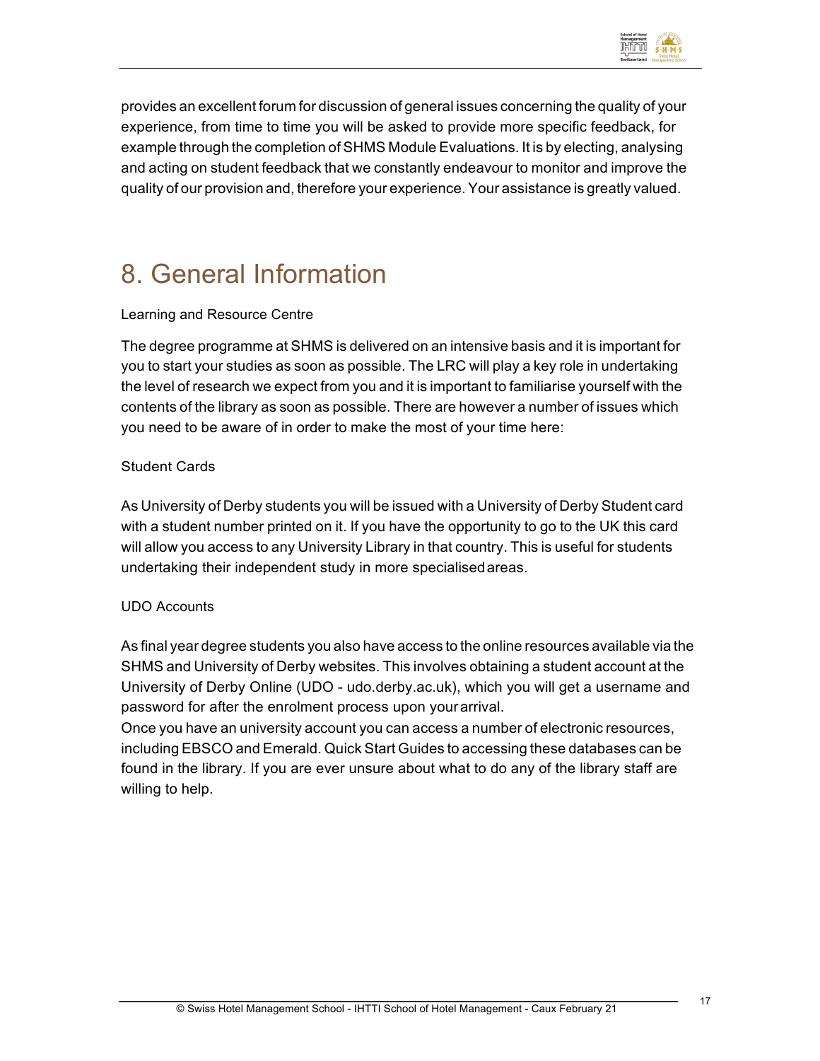provides an excellent forum for discussion of general issues concerning the quality of your experience, from time to time you will be asked to provide more specific feedback, for example through the completion of SHMS Module Evaluations. It is by electing, analysing and acting on student feedback that we constantly endeavour to monitor and improve the quality of our provision and, therefore your experience. Your assistance is greatly valued.

# 8. General Information

Learning and Resource Centre

The degree programme at SHMS is delivered on an intensive basis and it is important for you to start your studies as soon as possible. The LRC will play a key role in undertaking the level of research we expect from you and it is important to familiarise yourself with the contents of the library as soon as possible. There are however a number of issues which you need to be aware of in order to make the most of your time here:

Student Cards

As University of Derby students you will be issued with a University of Derby Student card with a student number printed on it. If you have the opportunity to go to the UK this card will allow you access to any University Library in that country. This is useful for students undertaking their independent study in more specialised areas.

UDO Accounts

As final year degree students you also have access to the online resources available via the SHMS and University of Derby websites. This involves obtaining a student account at the University of Derby Online (UDO - udo.derby.ac.uk), which you will get a username and password for after the enrolment process upon your arrival.

Once you have an university account you can access a number of electronic resources, including EBSCO and Emerald. Quick Start Guides to accessing these databases can be found in the library. If you are ever unsure about what to do any of the library staff are willing to help.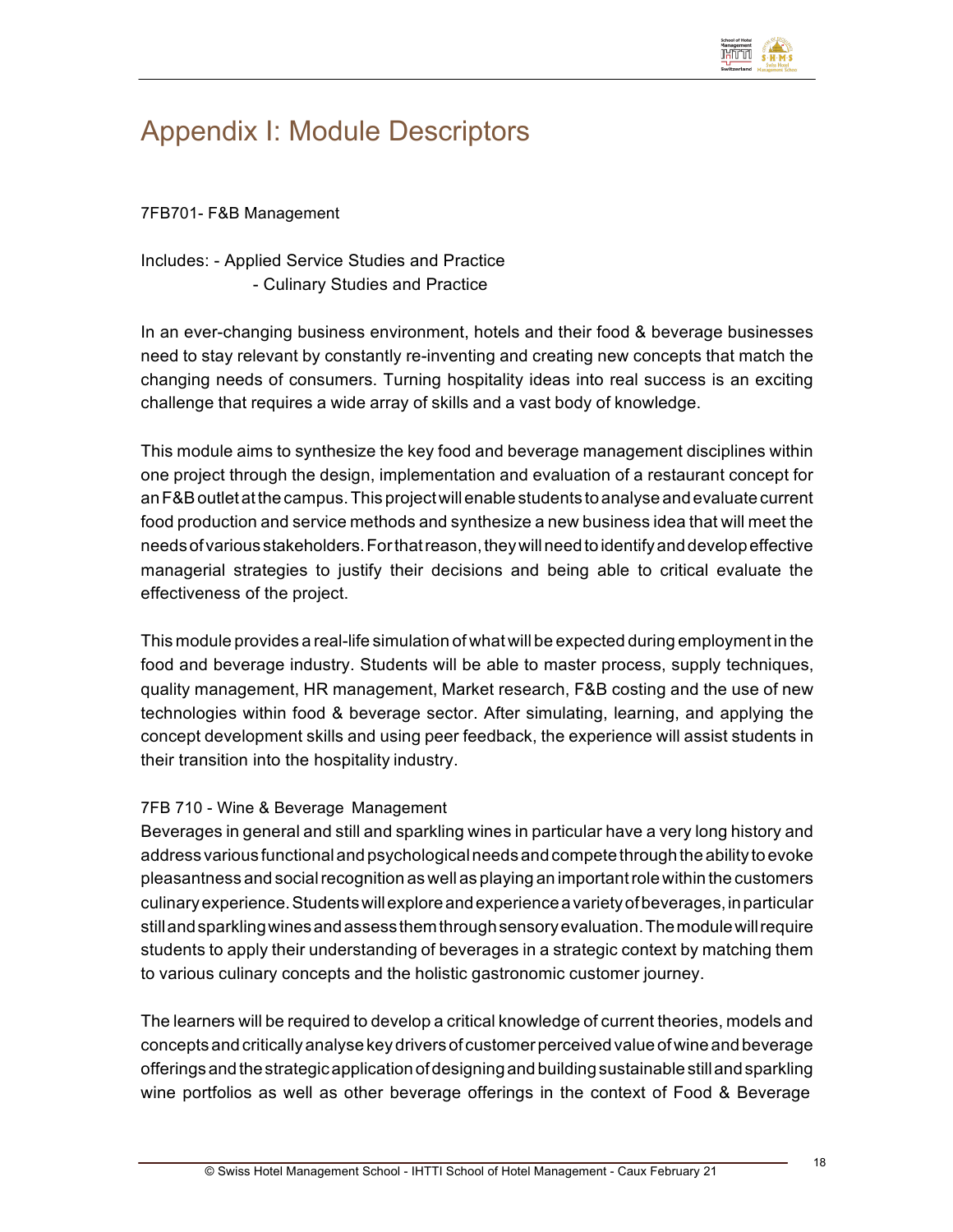# Appendix I: Module Descriptors

7FB701- F&B Management

Includes: - Applied Service Studies and Practice
- Culinary Studies and Practice

In an ever-changing business environment, hotels and their food & beverage businesses need to stay relevant by constantly re-inventing and creating new concepts that match the changing needs of consumers. Turning hospitality ideas into real success is an exciting challenge that requires a wide array of skills and a vast body of knowledge.

This module aims to synthesize the key food and beverage management disciplines within one project through the design, implementation and evaluation of a restaurant concept for an F&B outlet at the campus. This project will enable students to analyse and evaluate current food production and service methods and synthesize a new business idea that will meet the needs of various stakeholders. For that reason, they will need to identify and develop effective managerial strategies to justify their decisions and being able to critical evaluate the effectiveness of the project.

This module provides a real-life simulation of what will be expected during employment in the food and beverage industry. Students will be able to master process, supply techniques, quality management, HR management, Market research, F&B costing and the use of new technologies within food & beverage sector. After simulating, learning, and applying the concept development skills and using peer feedback, the experience will assist students in their transition into the hospitality industry.

7FB 710 - Wine & Beverage Management

Beverages in general and still and sparkling wines in particular have a very long history and address various functional and psychological needs and compete through the ability to evoke pleasantness and social recognition as well as playing an important role within the customers culinary experience. Students will explore and experience a variety of beverages, in particular still and sparkling wines and assess them through sensory evaluation. The module will require students to apply their understanding of beverages in a strategic context by matching them to various culinary concepts and the holistic gastronomic customer journey.

The learners will be required to develop a critical knowledge of current theories, models and concepts and critically analyse key drivers of customer perceived value of wine and beverage offerings and the strategic application of designing and building sustainable still and sparkling wine portfolios as well as other beverage offerings in the context of Food & Beverage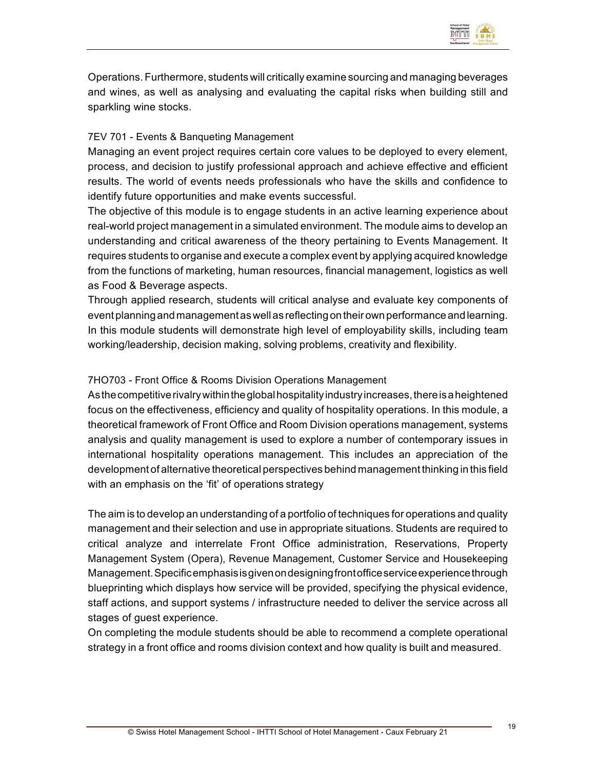Operations. Furthermore, students will critically examine sourcing and managing beverages and wines, as well as analysing and evaluating the capital risks when building still and sparkling wine stocks.

### 7EV 701 - Events & Banqueting Management

Managing an event project requires certain core values to be deployed to every element, process, and decision to justify professional approach and achieve effective and efficient results. The world of events needs professionals who have the skills and confidence to identify future opportunities and make events successful.

The objective of this module is to engage students in an active learning experience about real-world project management in a simulated environment. The module aims to develop an understanding and critical awareness of the theory pertaining to Events Management. It requires students to organise and execute a complex event by applying acquired knowledge from the functions of marketing, human resources, financial management, logistics as well as Food & Beverage aspects.

Through applied research, students will critical analyse and evaluate key components of event planning and management as well as reflecting on their own performance and learning. In this module students will demonstrate high level of employability skills, including team working/leadership, decision making, solving problems, creativity and flexibility.

### 7HO703 - Front Office & Rooms Division Operations Management

As the competitive rivalry within the global hospitality industry increases, there is a heightened focus on the effectiveness, efficiency and quality of hospitality operations. In this module, a theoretical framework of Front Office and Room Division operations management, systems analysis and quality management is used to explore a number of contemporary issues in international hospitality operations management. This includes an appreciation of the development of alternative theoretical perspectives behind management thinking in this field with an emphasis on the 'fit' of operations strategy

The aim is to develop an understanding of a portfolio of techniques for operations and quality management and their selection and use in appropriate situations. Students are required to critical analyze and interrelate Front Office administration, Reservations, Property Management System (Opera), Revenue Management, Customer Service and Housekeeping Management. Specific emphasis is given on designing front office service experience through blueprinting which displays how service will be provided, specifying the physical evidence, staff actions, and support systems / infrastructure needed to deliver the service across all stages of guest experience.

On completing the module students should be able to recommend a complete operational strategy in a front office and rooms division context and how quality is built and measured.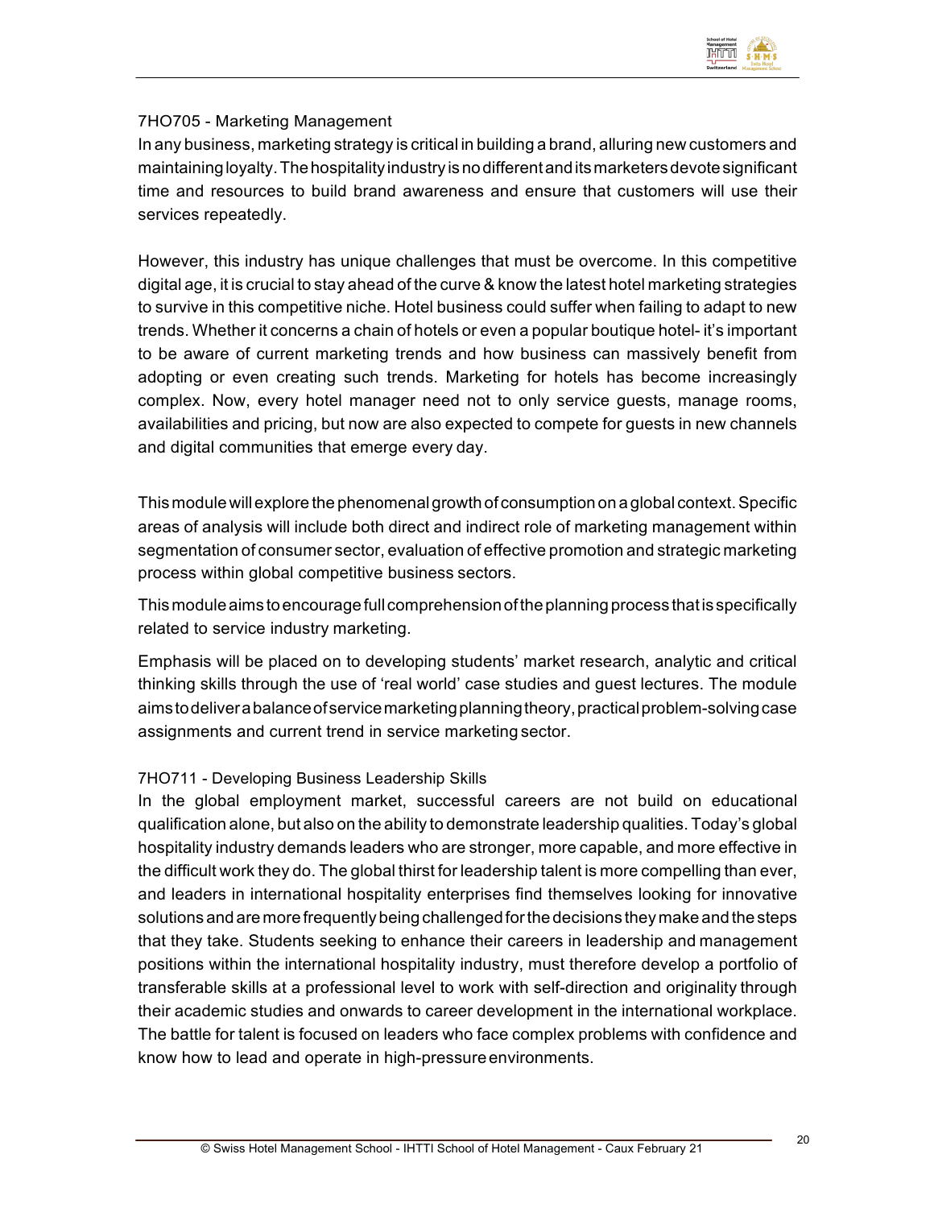### 7HO705 - Marketing Management

In any business, marketing strategy is critical in building a brand, alluring new customers and maintaining loyalty. The hospitality industry is no different and its marketers devote significant time and resources to build brand awareness and ensure that customers will use their services repeatedly.

However, this industry has unique challenges that must be overcome. In this competitive digital age, it is crucial to stay ahead of the curve & know the latest hotel marketing strategies to survive in this competitive niche. Hotel business could suffer when failing to adapt to new trends. Whether it concerns a chain of hotels or even a popular boutique hotel- it's important to be aware of current marketing trends and how business can massively benefit from adopting or even creating such trends. Marketing for hotels has become increasingly complex. Now, every hotel manager need not to only service guests, manage rooms, availabilities and pricing, but now are also expected to compete for guests in new channels and digital communities that emerge every day.

This module will explore the phenomenal growth of consumption on a global context. Specific areas of analysis will include both direct and indirect role of marketing management within segmentation of consumer sector, evaluation of effective promotion and strategic marketing process within global competitive business sectors.

This module aims to encourage full comprehension of the planning process that is specifically related to service industry marketing.

Emphasis will be placed on to developing students' market research, analytic and critical thinking skills through the use of 'real world' case studies and guest lectures. The module aims to deliver a balance of service marketing planning theory, practical problem-solving case assignments and current trend in service marketing sector.

### 7HO711 - Developing Business Leadership Skills

In the global employment market, successful careers are not build on educational qualification alone, but also on the ability to demonstrate leadership qualities. Today's global hospitality industry demands leaders who are stronger, more capable, and more effective in the difficult work they do. The global thirst for leadership talent is more compelling than ever, and leaders in international hospitality enterprises find themselves looking for innovative solutions and are more frequently being challenged for the decisions they make and the steps that they take. Students seeking to enhance their careers in leadership and management positions within the international hospitality industry, must therefore develop a portfolio of transferable skills at a professional level to work with self-direction and originality through their academic studies and onwards to career development in the international workplace. The battle for talent is focused on leaders who face complex problems with confidence and know how to lead and operate in high-pressure environments.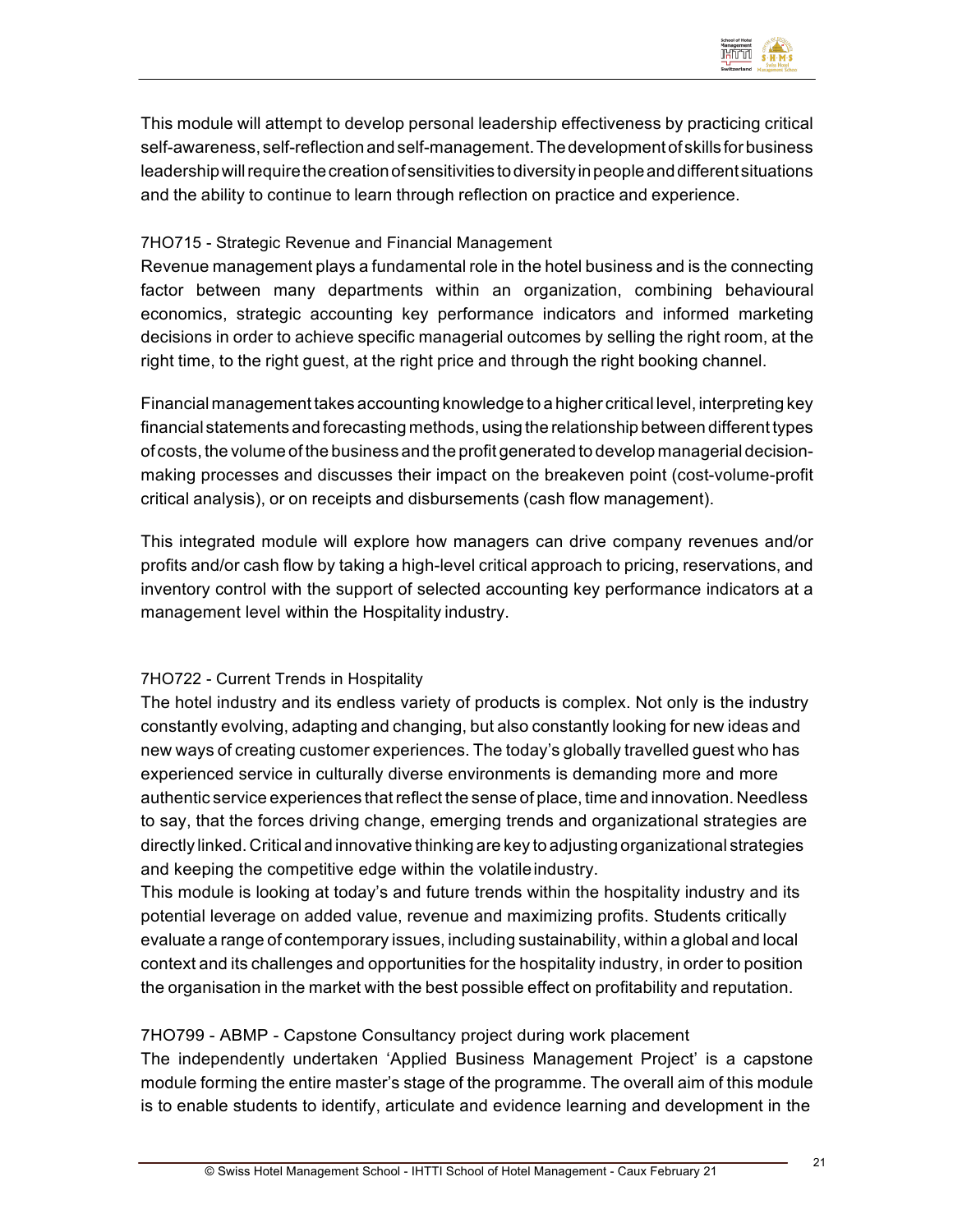This module will attempt to develop personal leadership effectiveness by practicing critical self-awareness, self-reflection and self-management. The development of skills for business leadership will require the creation of sensitivities to diversity in people and different situations and the ability to continue to learn through reflection on practice and experience.

### 7HO715 - Strategic Revenue and Financial Management

Revenue management plays a fundamental role in the hotel business and is the connecting factor between many departments within an organization, combining behavioural economics, strategic accounting key performance indicators and informed marketing decisions in order to achieve specific managerial outcomes by selling the right room, at the right time, to the right guest, at the right price and through the right booking channel.

Financial management takes accounting knowledge to a higher critical level, interpreting key financial statements and forecasting methods, using the relationship between different types of costs, the volume of the business and the profit generated to develop managerial decision-making processes and discusses their impact on the breakeven point (cost-volume-profit critical analysis), or on receipts and disbursements (cash flow management).

This integrated module will explore how managers can drive company revenues and/or profits and/or cash flow by taking a high-level critical approach to pricing, reservations, and inventory control with the support of selected accounting key performance indicators at a management level within the Hospitality industry.

### 7HO722 - Current Trends in Hospitality

The hotel industry and its endless variety of products is complex. Not only is the industry constantly evolving, adapting and changing, but also constantly looking for new ideas and new ways of creating customer experiences. The today's globally travelled guest who has experienced service in culturally diverse environments is demanding more and more authentic service experiences that reflect the sense of place, time and innovation. Needless to say, that the forces driving change, emerging trends and organizational strategies are directly linked. Critical and innovative thinking are key to adjusting organizational strategies and keeping the competitive edge within the volatile industry.

This module is looking at today's and future trends within the hospitality industry and its potential leverage on added value, revenue and maximizing profits. Students critically evaluate a range of contemporary issues, including sustainability, within a global and local context and its challenges and opportunities for the hospitality industry, in order to position the organisation in the market with the best possible effect on profitability and reputation.

### 7HO799 - ABMP - Capstone Consultancy project during work placement

The independently undertaken 'Applied Business Management Project' is a capstone module forming the entire master's stage of the programme. The overall aim of this module is to enable students to identify, articulate and evidence learning and development in the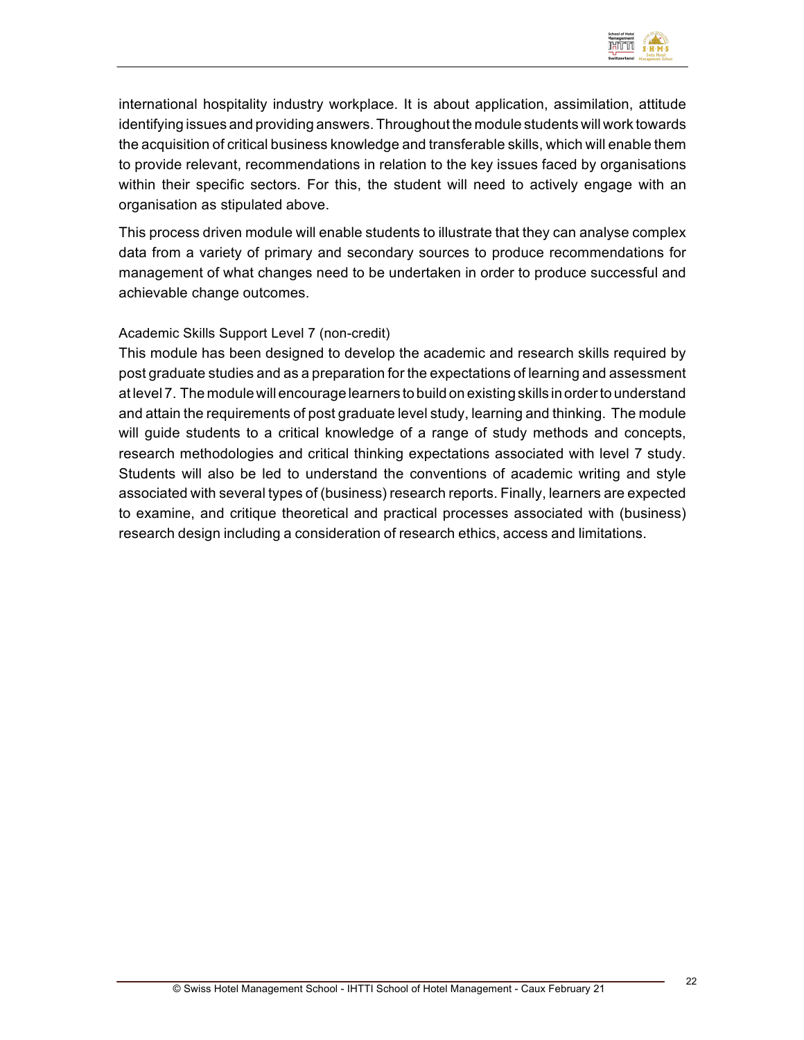international hospitality industry workplace. It is about application, assimilation, attitude identifying issues and providing answers. Throughout the module students will work towards the acquisition of critical business knowledge and transferable skills, which will enable them to provide relevant, recommendations in relation to the key issues faced by organisations within their specific sectors. For this, the student will need to actively engage with an organisation as stipulated above.

This process driven module will enable students to illustrate that they can analyse complex data from a variety of primary and secondary sources to produce recommendations for management of what changes need to be undertaken in order to produce successful and achievable change outcomes.

Academic Skills Support Level 7 (non-credit)

This module has been designed to develop the academic and research skills required by post graduate studies and as a preparation for the expectations of learning and assessment at level 7. The module will encourage learners to build on existing skills in order to understand and attain the requirements of post graduate level study, learning and thinking. The module will guide students to a critical knowledge of a range of study methods and concepts, research methodologies and critical thinking expectations associated with level 7 study. Students will also be led to understand the conventions of academic writing and style associated with several types of (business) research reports. Finally, learners are expected to examine, and critique theoretical and practical processes associated with (business) research design including a consideration of research ethics, access and limitations.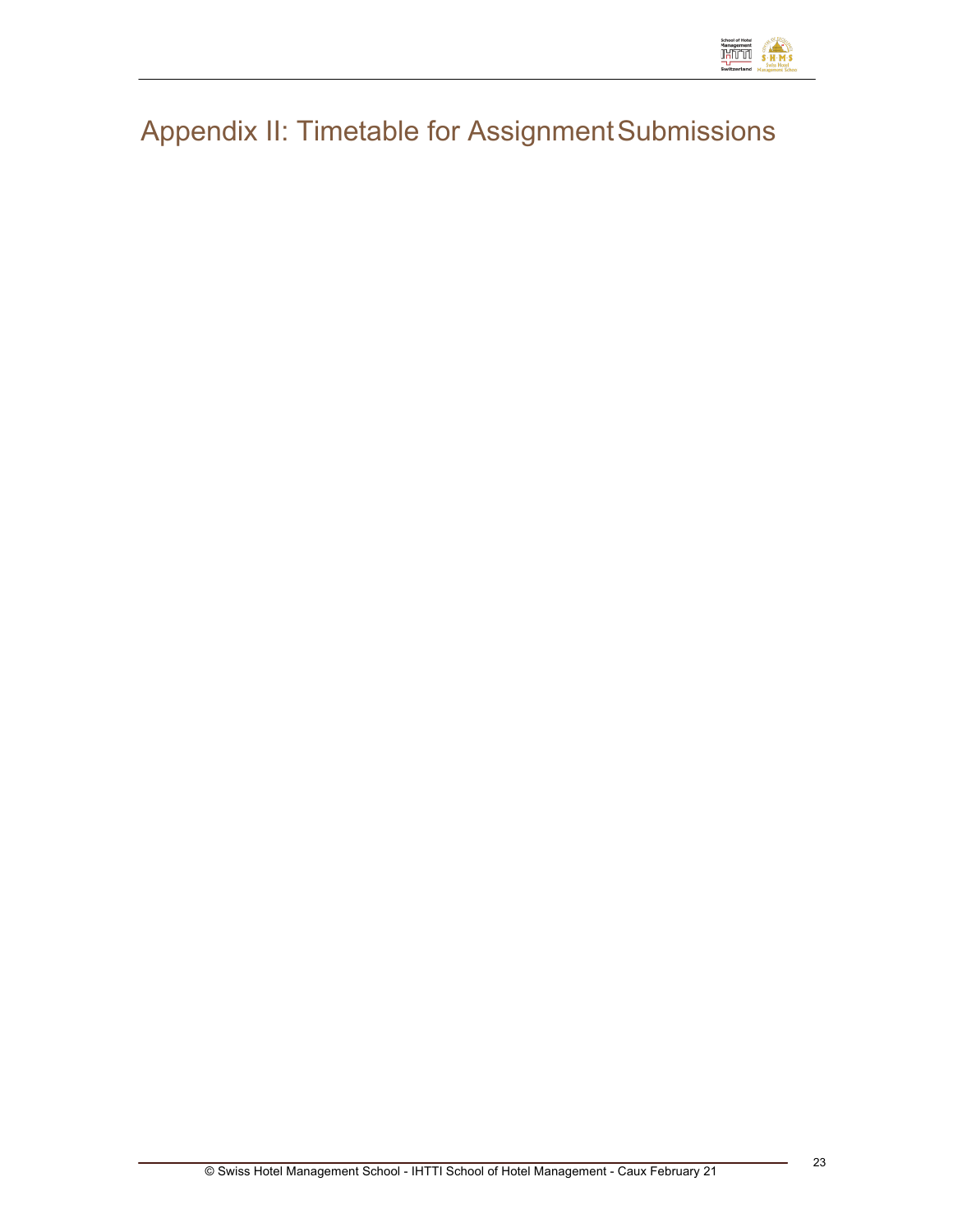# Appendix II: Timetable for Assignment Submissions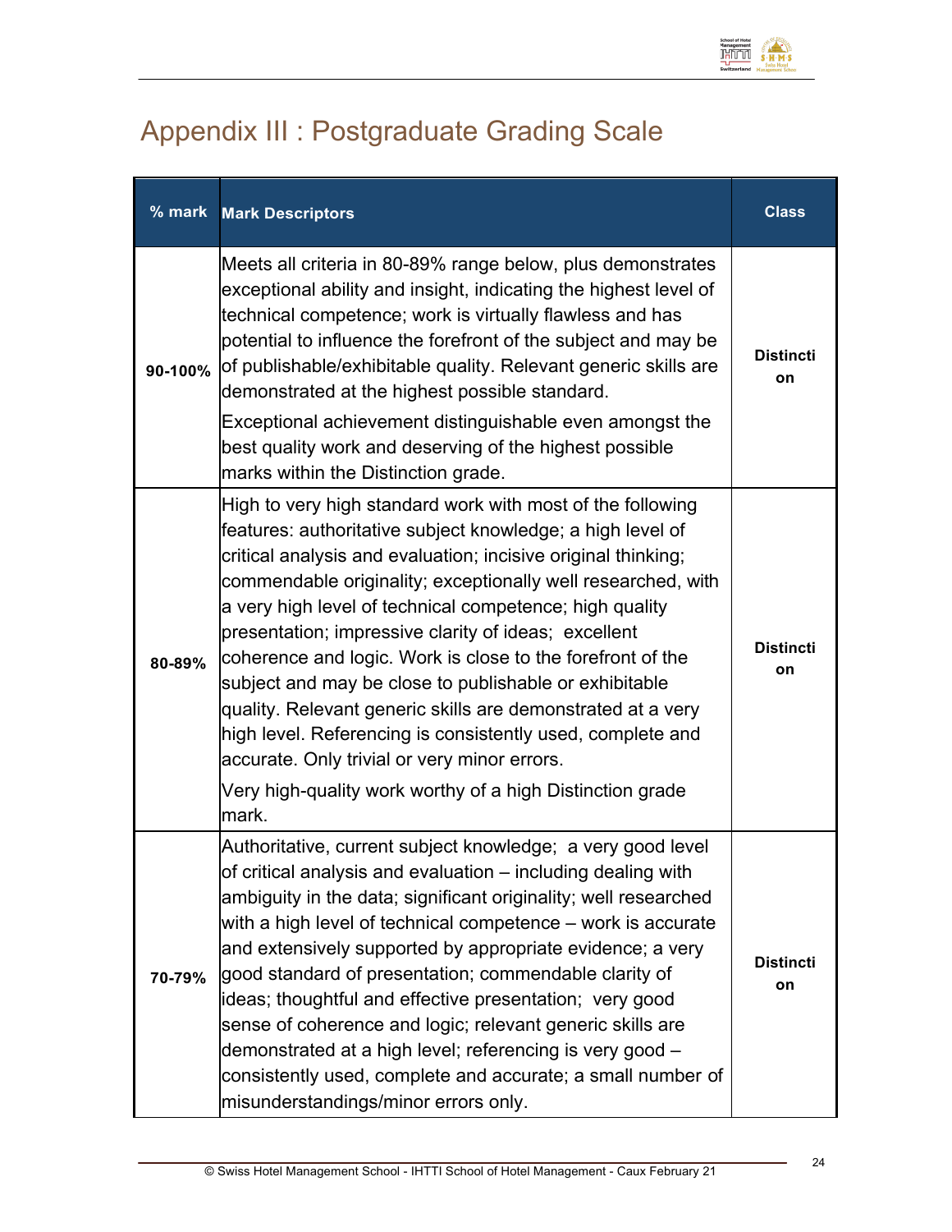# Appendix III : Postgraduate Grading Scale

| % mark | Mark Descriptors | Class |
|---|---|---|
| 90-100% | Meets all criteria in 80-89% range below, plus demonstrates exceptional ability and insight, indicating the highest level of technical competence; work is virtually flawless and has potential to influence the forefront of the subject and may be of publishable/exhibitable quality. Relevant generic skills are demonstrated at the highest possible standard.<br>Exceptional achievement distinguishable even amongst the best quality work and deserving of the highest possible marks within the Distinction grade. | Distinction |
| 80-89% | High to very high standard work with most of the following features: authoritative subject knowledge; a high level of critical analysis and evaluation; incisive original thinking; commendable originality; exceptionally well researched, with a very high level of technical competence; high quality presentation; impressive clarity of ideas; excellent coherence and logic. Work is close to the forefront of the subject and may be close to publishable or exhibitable quality. Relevant generic skills are demonstrated at a very high level. Referencing is consistently used, complete and accurate. Only trivial or very minor errors.<br>Very high-quality work worthy of a high Distinction grade mark. | Distinction |
| 70-79% | Authoritative, current subject knowledge; a very good level of critical analysis and evaluation – including dealing with ambiguity in the data; significant originality; well researched with a high level of technical competence – work is accurate and extensively supported by appropriate evidence; a very good standard of presentation; commendable clarity of ideas; thoughtful and effective presentation; very good sense of coherence and logic; relevant generic skills are demonstrated at a high level; referencing is very good – consistently used, complete and accurate; a small number of misunderstandings/minor errors only. | Distinction |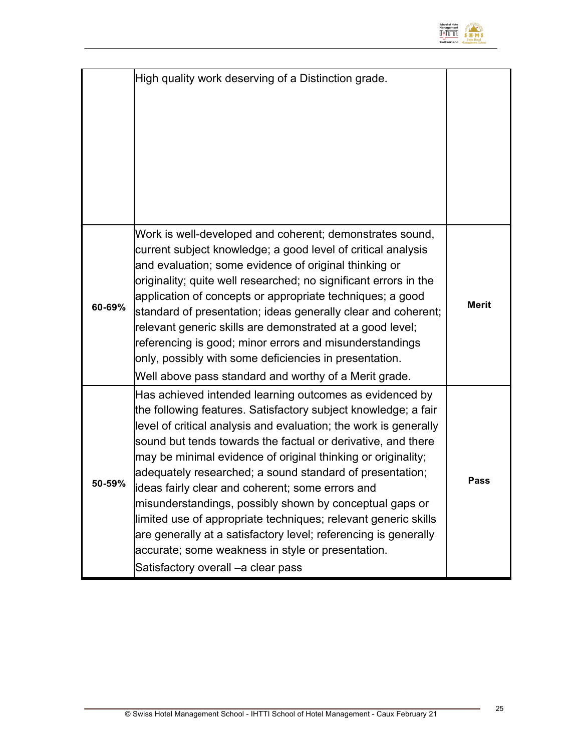|  |  |  |
|---|---|---|
|  | High quality work deserving of a Distinction grade. |  |
| **60-69%** | Work is well-developed and coherent; demonstrates sound, current subject knowledge; a good level of critical analysis and evaluation; some evidence of original thinking or originality; quite well researched; no significant errors in the application of concepts or appropriate techniques; a good standard of presentation; ideas generally clear and coherent; relevant generic skills are demonstrated at a good level; referencing is good; minor errors and misunderstandings only, possibly with some deficiencies in presentation.<br>Well above pass standard and worthy of a Merit grade. | **Merit** |
| **50-59%** | Has achieved intended learning outcomes as evidenced by the following features. Satisfactory subject knowledge; a fair level of critical analysis and evaluation; the work is generally sound but tends towards the factual or derivative, and there may be minimal evidence of original thinking or originality; adequately researched; a sound standard of presentation; ideas fairly clear and coherent; some errors and misunderstandings, possibly shown by conceptual gaps or limited use of appropriate techniques; relevant generic skills are generally at a satisfactory level; referencing is generally accurate; some weakness in style or presentation.<br>Satisfactory overall –a clear pass | **Pass** |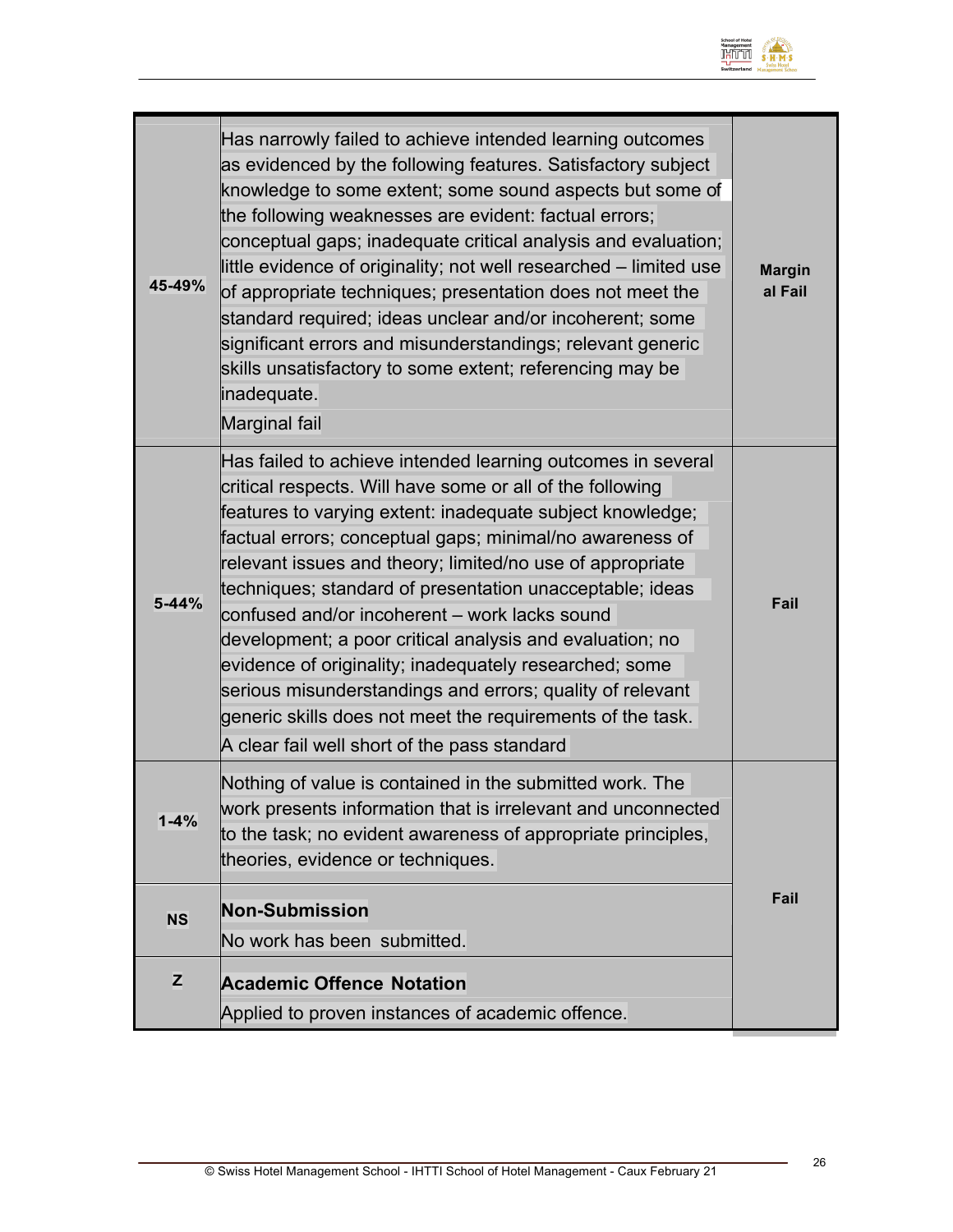| | | |
|---|---|---|
| **45-49%** | Has narrowly failed to achieve intended learning outcomes as evidenced by the following features. Satisfactory subject knowledge to some extent; some sound aspects but some of the following weaknesses are evident: factual errors; conceptual gaps; inadequate critical analysis and evaluation; little evidence of originality; not well researched – limited use of appropriate techniques; presentation does not meet the standard required; ideas unclear and/or incoherent; some significant errors and misunderstandings; relevant generic skills unsatisfactory to some extent; referencing may be inadequate.<br>Marginal fail | **Marginal Fail** |
| **5-44%** | Has failed to achieve intended learning outcomes in several critical respects. Will have some or all of the following features to varying extent: inadequate subject knowledge; factual errors; conceptual gaps; minimal/no awareness of relevant issues and theory; limited/no use of appropriate techniques; standard of presentation unacceptable; ideas confused and/or incoherent – work lacks sound development; a poor critical analysis and evaluation; no evidence of originality; inadequately researched; some serious misunderstandings and errors; quality of relevant generic skills does not meet the requirements of the task.<br>A clear fail well short of the pass standard | **Fail** |
| **1-4%** | Nothing of value is contained in the submitted work. The work presents information that is irrelevant and unconnected to the task; no evident awareness of appropriate principles, theories, evidence or techniques. | **Fail** |
| **NS** | **Non-Submission**<br>No work has been submitted. | |
| **Z** | **Academic Offence Notation**<br>Applied to proven instances of academic offence. | |